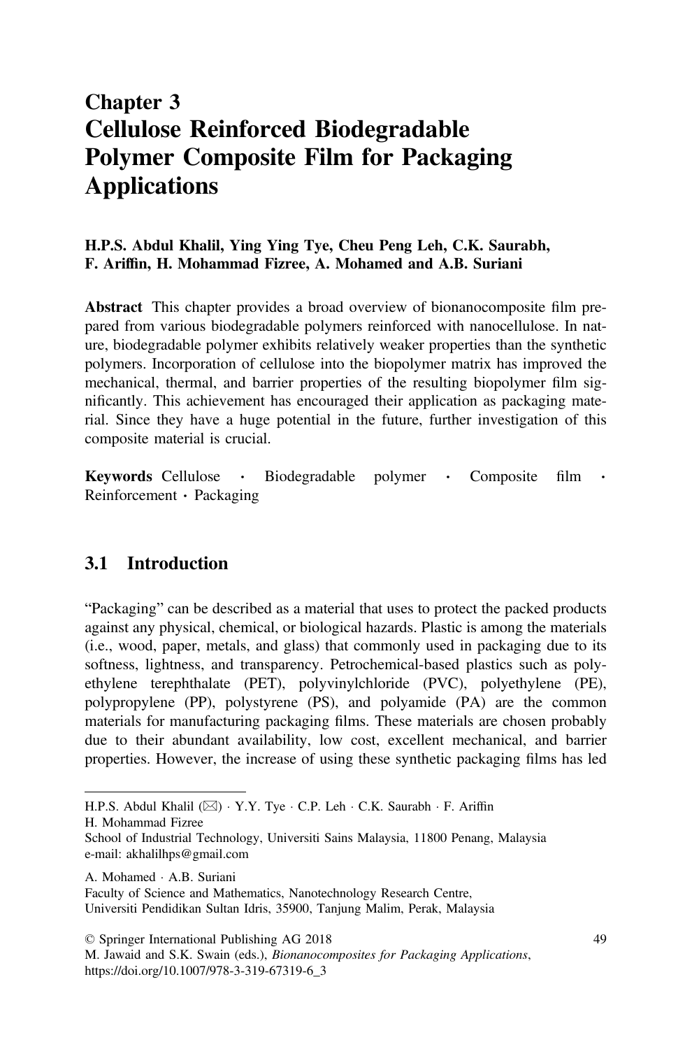# Chapter 3
# Cellulose Reinforced Biodegradable Polymer Composite Film for Packaging Applications

**H.P.S. Abdul Khalil, Ying Ying Tye, Cheu Peng Leh, C.K. Saurabh, F. Ariffin, H. Mohammad Fizree, A. Mohamed and A.B. Suriani**

**Abstract** This chapter provides a broad overview of bionanocomposite film prepared from various biodegradable polymers reinforced with nanocellulose. In nature, biodegradable polymer exhibits relatively weaker properties than the synthetic polymers. Incorporation of cellulose into the biopolymer matrix has improved the mechanical, thermal, and barrier properties of the resulting biopolymer film significantly. This achievement has encouraged their application as packaging material. Since they have a huge potential in the future, further investigation of this composite material is crucial.

**Keywords** Cellulose · Biodegradable polymer · Composite film · Reinforcement · Packaging

## 3.1 Introduction

"Packaging" can be described as a material that uses to protect the packed products against any physical, chemical, or biological hazards. Plastic is among the materials (i.e., wood, paper, metals, and glass) that commonly used in packaging due to its softness, lightness, and transparency. Petrochemical-based plastics such as polyethylene terephthalate (PET), polyvinylchloride (PVC), polyethylene (PE), polypropylene (PP), polystyrene (PS), and polyamide (PA) are the common materials for manufacturing packaging films. These materials are chosen probably due to their abundant availability, low cost, excellent mechanical, and barrier properties. However, the increase of using these synthetic packaging films has led

---

H.P.S. Abdul Khalil (✉) · Y.Y. Tye · C.P. Leh · C.K. Saurabh · F. Ariffin
H. Mohammad Fizree
School of Industrial Technology, Universiti Sains Malaysia, 11800 Penang, Malaysia
e-mail: akhalilhps@gmail.com

A. Mohamed · A.B. Suriani
Faculty of Science and Mathematics, Nanotechnology Research Centre,
Universiti Pendidikan Sultan Idris, 35900, Tanjung Malim, Perak, Malaysia

© Springer International Publishing AG 2018
M. Jawaid and S.K. Swain (eds.), *Bionanocomposites for Packaging Applications*,
https://doi.org/10.1007/978-3-319-67319-6_3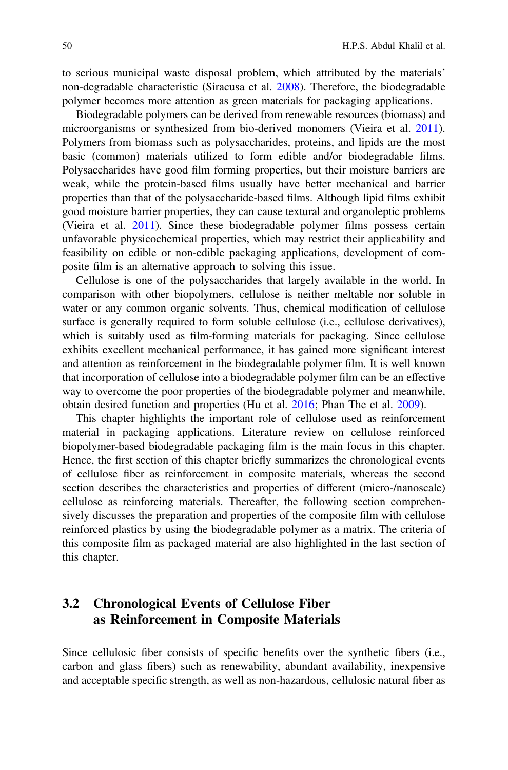to serious municipal waste disposal problem, which attributed by the materials' non-degradable characteristic (Siracusa et al. 2008). Therefore, the biodegradable polymer becomes more attention as green materials for packaging applications.

Biodegradable polymers can be derived from renewable resources (biomass) and microorganisms or synthesized from bio-derived monomers (Vieira et al. 2011). Polymers from biomass such as polysaccharides, proteins, and lipids are the most basic (common) materials utilized to form edible and/or biodegradable films. Polysaccharides have good film forming properties, but their moisture barriers are weak, while the protein-based films usually have better mechanical and barrier properties than that of the polysaccharide-based films. Although lipid films exhibit good moisture barrier properties, they can cause textural and organoleptic problems (Vieira et al. 2011). Since these biodegradable polymer films possess certain unfavorable physicochemical properties, which may restrict their applicability and feasibility on edible or non-edible packaging applications, development of composite film is an alternative approach to solving this issue.

Cellulose is one of the polysaccharides that largely available in the world. In comparison with other biopolymers, cellulose is neither meltable nor soluble in water or any common organic solvents. Thus, chemical modification of cellulose surface is generally required to form soluble cellulose (i.e., cellulose derivatives), which is suitably used as film-forming materials for packaging. Since cellulose exhibits excellent mechanical performance, it has gained more significant interest and attention as reinforcement in the biodegradable polymer film. It is well known that incorporation of cellulose into a biodegradable polymer film can be an effective way to overcome the poor properties of the biodegradable polymer and meanwhile, obtain desired function and properties (Hu et al. 2016; Phan The et al. 2009).

This chapter highlights the important role of cellulose used as reinforcement material in packaging applications. Literature review on cellulose reinforced biopolymer-based biodegradable packaging film is the main focus in this chapter. Hence, the first section of this chapter briefly summarizes the chronological events of cellulose fiber as reinforcement in composite materials, whereas the second section describes the characteristics and properties of different (micro-/nanoscale) cellulose as reinforcing materials. Thereafter, the following section comprehensively discusses the preparation and properties of the composite film with cellulose reinforced plastics by using the biodegradable polymer as a matrix. The criteria of this composite film as packaged material are also highlighted in the last section of this chapter.

## 3.2 Chronological Events of Cellulose Fiber as Reinforcement in Composite Materials

Since cellulosic fiber consists of specific benefits over the synthetic fibers (i.e., carbon and glass fibers) such as renewability, abundant availability, inexpensive and acceptable specific strength, as well as non-hazardous, cellulosic natural fiber as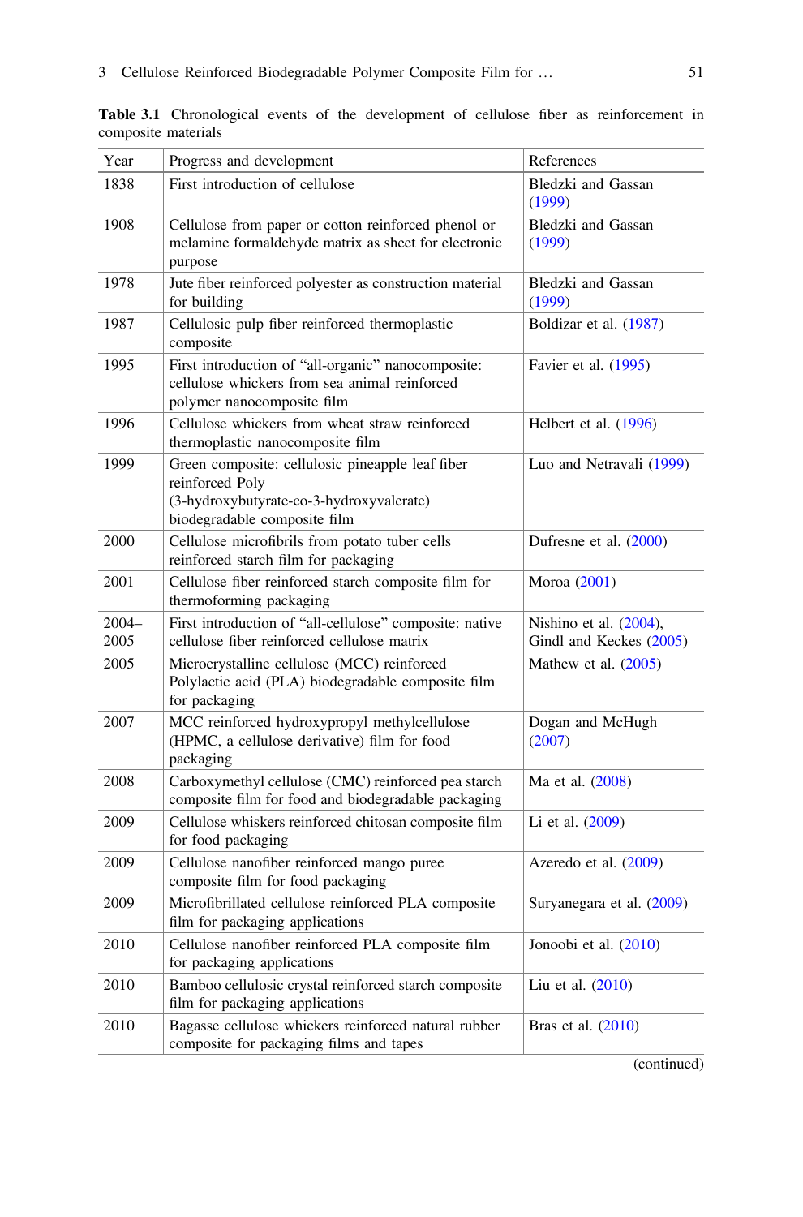**Table 3.1** Chronological events of the development of cellulose fiber as reinforcement in composite materials

| Year | Progress and development | References |
|---|---|---|
| 1838 | First introduction of cellulose | Bledzki and Gassan (1999) |
| 1908 | Cellulose from paper or cotton reinforced phenol or melamine formaldehyde matrix as sheet for electronic purpose | Bledzki and Gassan (1999) |
| 1978 | Jute fiber reinforced polyester as construction material for building | Bledzki and Gassan (1999) |
| 1987 | Cellulosic pulp fiber reinforced thermoplastic composite | Boldizar et al. (1987) |
| 1995 | First introduction of "all-organic" nanocomposite: cellulose whickers from sea animal reinforced polymer nanocomposite film | Favier et al. (1995) |
| 1996 | Cellulose whickers from wheat straw reinforced thermoplastic nanocomposite film | Helbert et al. (1996) |
| 1999 | Green composite: cellulosic pineapple leaf fiber reinforced Poly (3-hydroxybutyrate-co-3-hydroxyvalerate) biodegradable composite film | Luo and Netravali (1999) |
| 2000 | Cellulose microfibrils from potato tuber cells reinforced starch film for packaging | Dufresne et al. (2000) |
| 2001 | Cellulose fiber reinforced starch composite film for thermoforming packaging | Moroa (2001) |
| 2004–2005 | First introduction of "all-cellulose" composite: native cellulose fiber reinforced cellulose matrix | Nishino et al. (2004), Gindl and Keckes (2005) |
| 2005 | Microcrystalline cellulose (MCC) reinforced Polylactic acid (PLA) biodegradable composite film for packaging | Mathew et al. (2005) |
| 2007 | MCC reinforced hydroxypropyl methylcellulose (HPMC, a cellulose derivative) film for food packaging | Dogan and McHugh (2007) |
| 2008 | Carboxymethyl cellulose (CMC) reinforced pea starch composite film for food and biodegradable packaging | Ma et al. (2008) |
| 2009 | Cellulose whiskers reinforced chitosan composite film for food packaging | Li et al. (2009) |
| 2009 | Cellulose nanofiber reinforced mango puree composite film for food packaging | Azeredo et al. (2009) |
| 2009 | Microfibrillated cellulose reinforced PLA composite film for packaging applications | Suryanegara et al. (2009) |
| 2010 | Cellulose nanofiber reinforced PLA composite film for packaging applications | Jonoobi et al. (2010) |
| 2010 | Bamboo cellulosic crystal reinforced starch composite film for packaging applications | Liu et al. (2010) |
| 2010 | Bagasse cellulose whickers reinforced natural rubber composite for packaging films and tapes | Bras et al. (2010) |

(continued)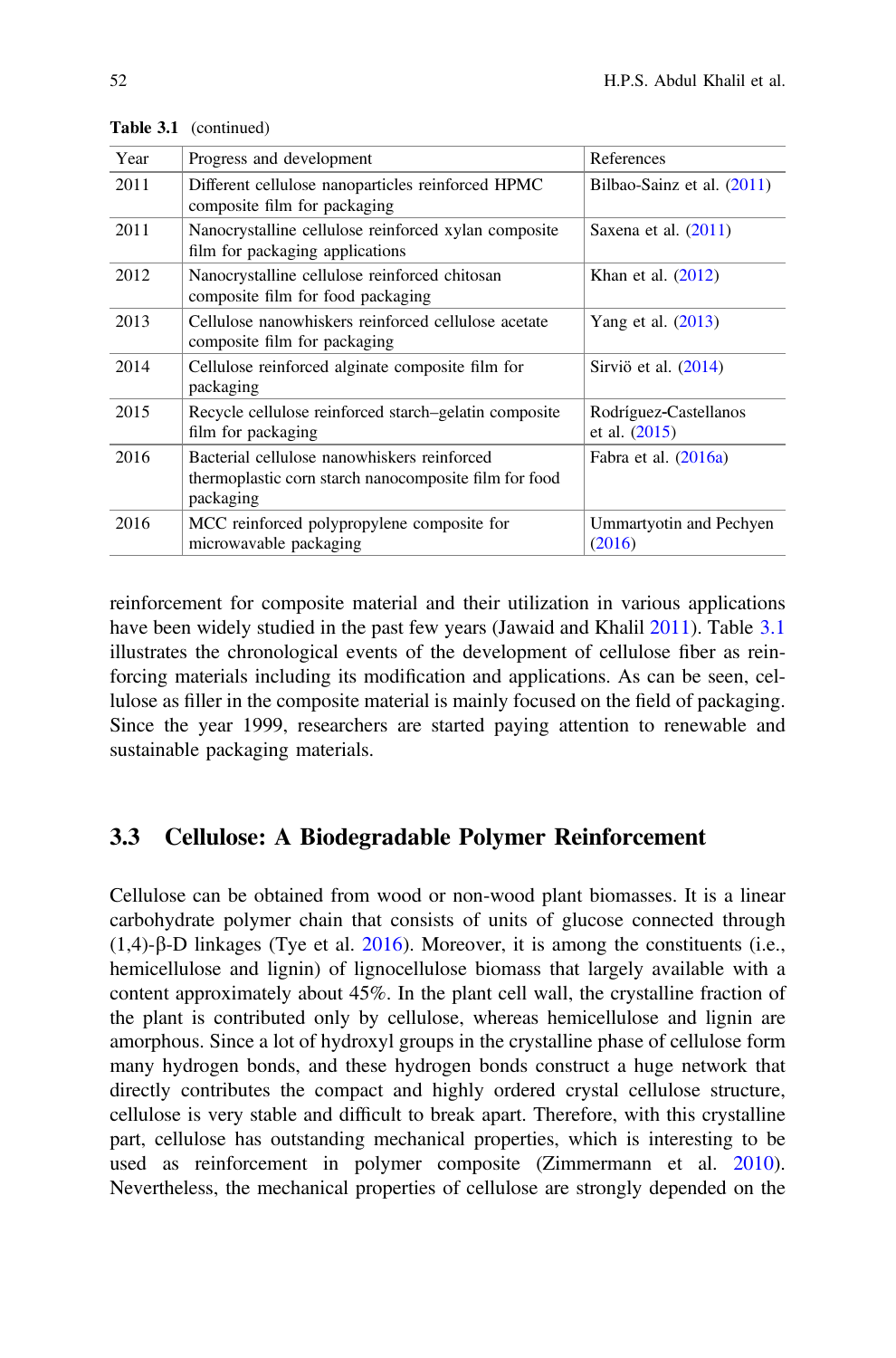Table 3.1 (continued)

| Year | Progress and development | References |
|---|---|---|
| 2011 | Different cellulose nanoparticles reinforced HPMC composite film for packaging | Bilbao-Sainz et al. (2011) |
| 2011 | Nanocrystalline cellulose reinforced xylan composite film for packaging applications | Saxena et al. (2011) |
| 2012 | Nanocrystalline cellulose reinforced chitosan composite film for food packaging | Khan et al. (2012) |
| 2013 | Cellulose nanowhiskers reinforced cellulose acetate composite film for packaging | Yang et al. (2013) |
| 2014 | Cellulose reinforced alginate composite film for packaging | Sirviö et al. (2014) |
| 2015 | Recycle cellulose reinforced starch–gelatin composite film for packaging | Rodríguez-Castellanos et al. (2015) |
| 2016 | Bacterial cellulose nanowhiskers reinforced thermoplastic corn starch nanocomposite film for food packaging | Fabra et al. (2016a) |
| 2016 | MCC reinforced polypropylene composite for microwavable packaging | Ummartyotin and Pechyen (2016) |

reinforcement for composite material and their utilization in various applications have been widely studied in the past few years (Jawaid and Khalil 2011). Table 3.1 illustrates the chronological events of the development of cellulose fiber as reinforcing materials including its modification and applications. As can be seen, cellulose as filler in the composite material is mainly focused on the field of packaging. Since the year 1999, researchers are started paying attention to renewable and sustainable packaging materials.

## 3.3 Cellulose: A Biodegradable Polymer Reinforcement

Cellulose can be obtained from wood or non-wood plant biomasses. It is a linear carbohydrate polymer chain that consists of units of glucose connected through (1,4)-β-D linkages (Tye et al. 2016). Moreover, it is among the constituents (i.e., hemicellulose and lignin) of lignocellulose biomass that largely available with a content approximately about 45%. In the plant cell wall, the crystalline fraction of the plant is contributed only by cellulose, whereas hemicellulose and lignin are amorphous. Since a lot of hydroxyl groups in the crystalline phase of cellulose form many hydrogen bonds, and these hydrogen bonds construct a huge network that directly contributes the compact and highly ordered crystal cellulose structure, cellulose is very stable and difficult to break apart. Therefore, with this crystalline part, cellulose has outstanding mechanical properties, which is interesting to be used as reinforcement in polymer composite (Zimmermann et al. 2010). Nevertheless, the mechanical properties of cellulose are strongly depended on the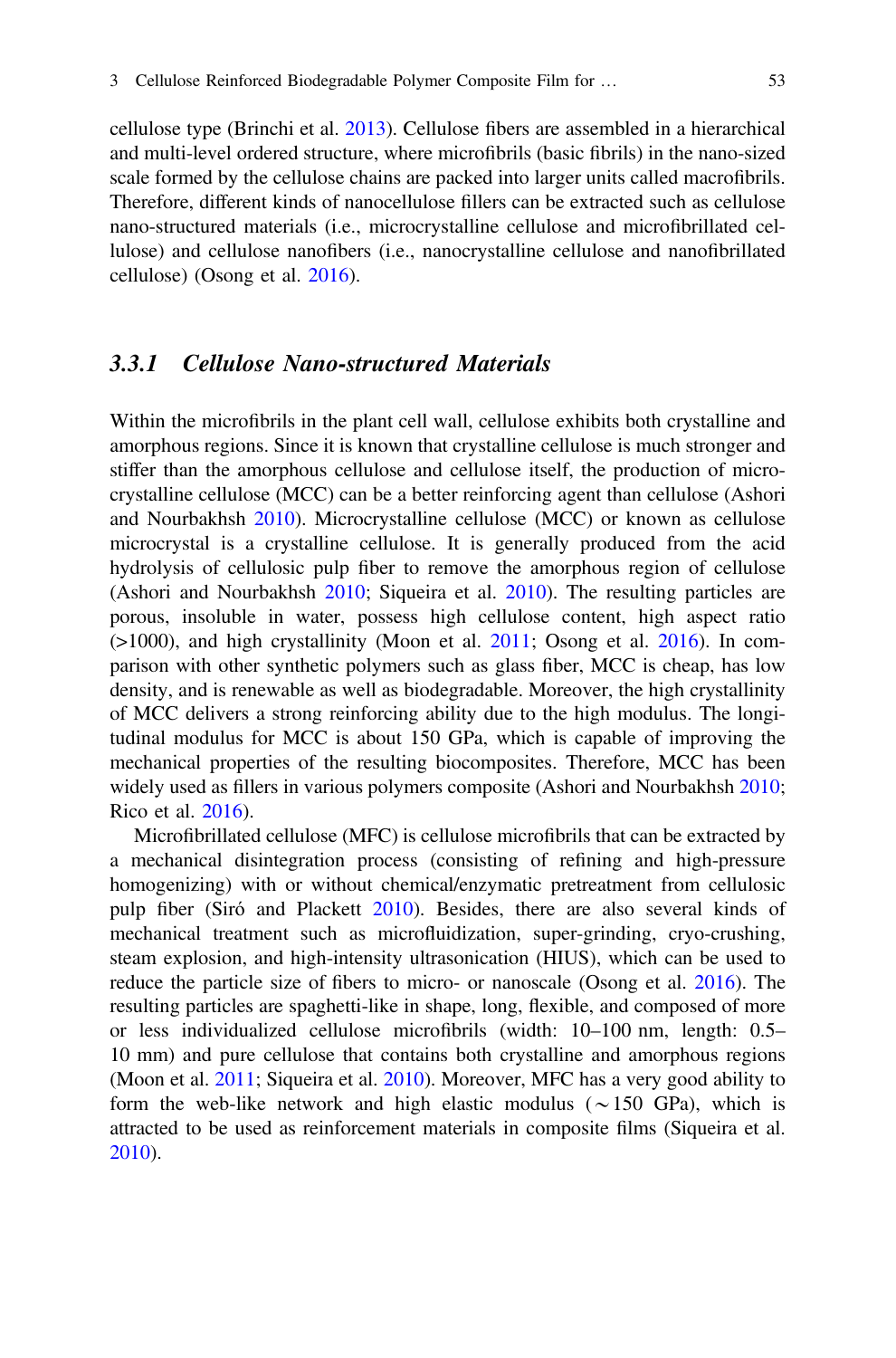cellulose type (Brinchi et al. 2013). Cellulose fibers are assembled in a hierarchical and multi-level ordered structure, where microfibrils (basic fibrils) in the nano-sized scale formed by the cellulose chains are packed into larger units called macrofibrils. Therefore, different kinds of nanocellulose fillers can be extracted such as cellulose nano-structured materials (i.e., microcrystalline cellulose and microfibrillated cellulose) and cellulose nanofibers (i.e., nanocrystalline cellulose and nanofibrillated cellulose) (Osong et al. 2016).

### *3.3.1 Cellulose Nano-structured Materials*

Within the microfibrils in the plant cell wall, cellulose exhibits both crystalline and amorphous regions. Since it is known that crystalline cellulose is much stronger and stiffer than the amorphous cellulose and cellulose itself, the production of microcrystalline cellulose (MCC) can be a better reinforcing agent than cellulose (Ashori and Nourbakhsh 2010). Microcrystalline cellulose (MCC) or known as cellulose microcrystal is a crystalline cellulose. It is generally produced from the acid hydrolysis of cellulosic pulp fiber to remove the amorphous region of cellulose (Ashori and Nourbakhsh 2010; Siqueira et al. 2010). The resulting particles are porous, insoluble in water, possess high cellulose content, high aspect ratio (>1000), and high crystallinity (Moon et al. 2011; Osong et al. 2016). In comparison with other synthetic polymers such as glass fiber, MCC is cheap, has low density, and is renewable as well as biodegradable. Moreover, the high crystallinity of MCC delivers a strong reinforcing ability due to the high modulus. The longitudinal modulus for MCC is about 150 GPa, which is capable of improving the mechanical properties of the resulting biocomposites. Therefore, MCC has been widely used as fillers in various polymers composite (Ashori and Nourbakhsh 2010; Rico et al. 2016).

Microfibrillated cellulose (MFC) is cellulose microfibrils that can be extracted by a mechanical disintegration process (consisting of refining and high-pressure homogenizing) with or without chemical/enzymatic pretreatment from cellulosic pulp fiber (Siró and Plackett 2010). Besides, there are also several kinds of mechanical treatment such as microfluidization, super-grinding, cryo-crushing, steam explosion, and high-intensity ultrasonication (HIUS), which can be used to reduce the particle size of fibers to micro- or nanoscale (Osong et al. 2016). The resulting particles are spaghetti-like in shape, long, flexible, and composed of more or less individualized cellulose microfibrils (width: 10–100 nm, length: 0.5–10 mm) and pure cellulose that contains both crystalline and amorphous regions (Moon et al. 2011; Siqueira et al. 2010). Moreover, MFC has a very good ability to form the web-like network and high elastic modulus ($\sim$150 GPa), which is attracted to be used as reinforcement materials in composite films (Siqueira et al. 2010).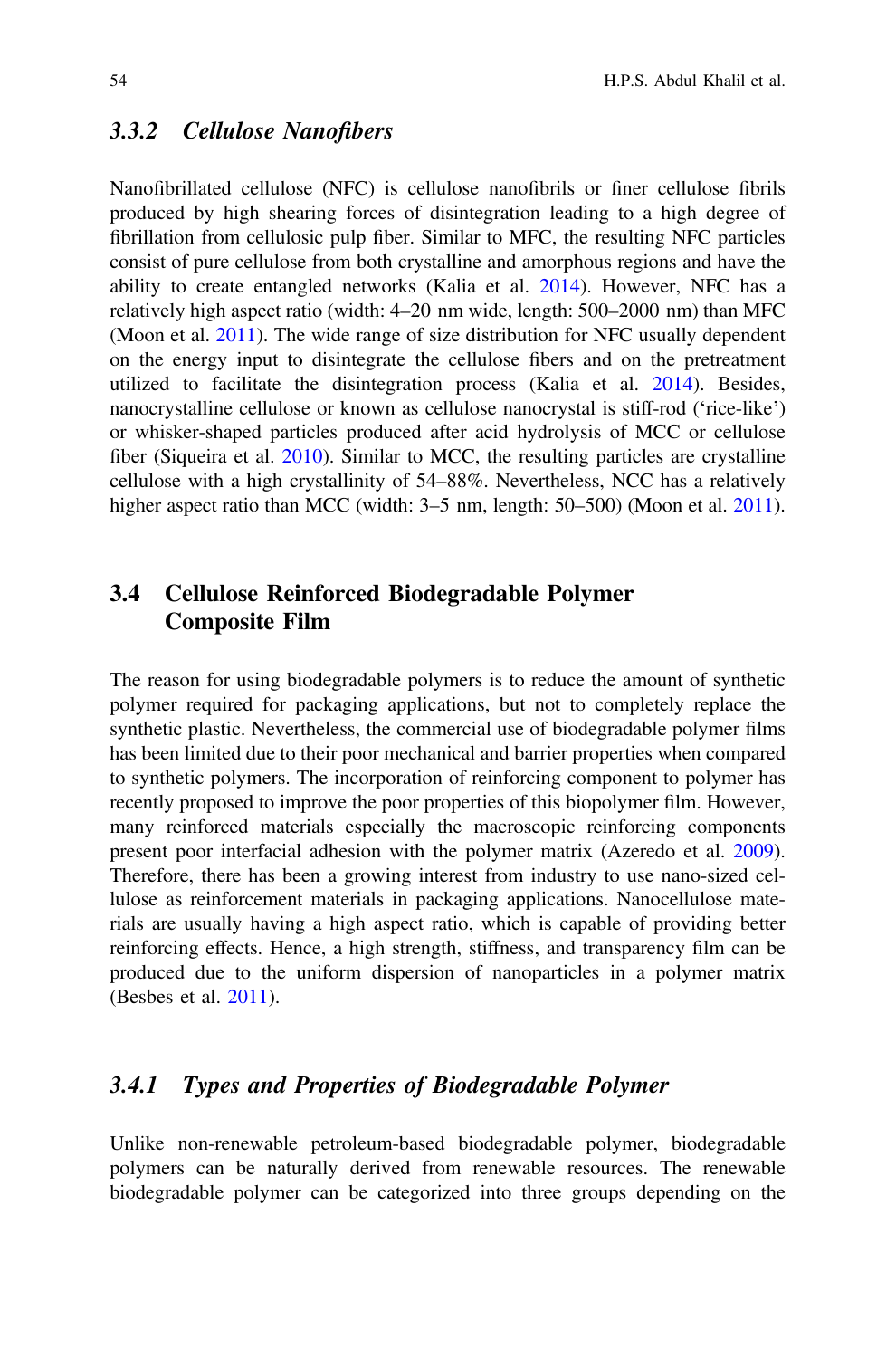### 3.3.2 Cellulose Nanofibers

Nanofibrillated cellulose (NFC) is cellulose nanofibrils or finer cellulose fibrils produced by high shearing forces of disintegration leading to a high degree of fibrillation from cellulosic pulp fiber. Similar to MFC, the resulting NFC particles consist of pure cellulose from both crystalline and amorphous regions and have the ability to create entangled networks (Kalia et al. 2014). However, NFC has a relatively high aspect ratio (width: 4–20 nm wide, length: 500–2000 nm) than MFC (Moon et al. 2011). The wide range of size distribution for NFC usually dependent on the energy input to disintegrate the cellulose fibers and on the pretreatment utilized to facilitate the disintegration process (Kalia et al. 2014). Besides, nanocrystalline cellulose or known as cellulose nanocrystal is stiff-rod ('rice-like') or whisker-shaped particles produced after acid hydrolysis of MCC or cellulose fiber (Siqueira et al. 2010). Similar to MCC, the resulting particles are crystalline cellulose with a high crystallinity of 54–88%. Nevertheless, NCC has a relatively higher aspect ratio than MCC (width: 3–5 nm, length: 50–500) (Moon et al. 2011).

## 3.4 Cellulose Reinforced Biodegradable Polymer Composite Film

The reason for using biodegradable polymers is to reduce the amount of synthetic polymer required for packaging applications, but not to completely replace the synthetic plastic. Nevertheless, the commercial use of biodegradable polymer films has been limited due to their poor mechanical and barrier properties when compared to synthetic polymers. The incorporation of reinforcing component to polymer has recently proposed to improve the poor properties of this biopolymer film. However, many reinforced materials especially the macroscopic reinforcing components present poor interfacial adhesion with the polymer matrix (Azeredo et al. 2009). Therefore, there has been a growing interest from industry to use nano-sized cellulose as reinforcement materials in packaging applications. Nanocellulose materials are usually having a high aspect ratio, which is capable of providing better reinforcing effects. Hence, a high strength, stiffness, and transparency film can be produced due to the uniform dispersion of nanoparticles in a polymer matrix (Besbes et al. 2011).

### 3.4.1 Types and Properties of Biodegradable Polymer

Unlike non-renewable petroleum-based biodegradable polymer, biodegradable polymers can be naturally derived from renewable resources. The renewable biodegradable polymer can be categorized into three groups depending on the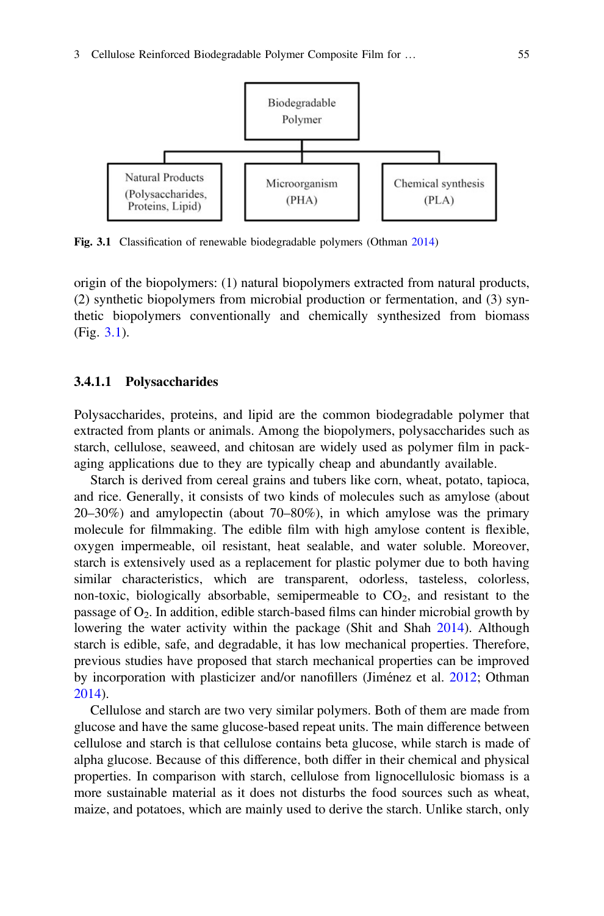Biodegradable Polymer

Natural Products (Polysaccharides, Proteins, Lipid) | Microorganism (PHA) | Chemical synthesis (PLA)

**Fig. 3.1** Classification of renewable biodegradable polymers (Othman 2014)

origin of the biopolymers: (1) natural biopolymers extracted from natural products, (2) synthetic biopolymers from microbial production or fermentation, and (3) synthetic biopolymers conventionally and chemically synthesized from biomass (Fig. 3.1).

#### 3.4.1.1 Polysaccharides

Polysaccharides, proteins, and lipid are the common biodegradable polymer that extracted from plants or animals. Among the biopolymers, polysaccharides such as starch, cellulose, seaweed, and chitosan are widely used as polymer film in packaging applications due to they are typically cheap and abundantly available.

Starch is derived from cereal grains and tubers like corn, wheat, potato, tapioca, and rice. Generally, it consists of two kinds of molecules such as amylose (about 20–30%) and amylopectin (about 70–80%), in which amylose was the primary molecule for filmmaking. The edible film with high amylose content is flexible, oxygen impermeable, oil resistant, heat sealable, and water soluble. Moreover, starch is extensively used as a replacement for plastic polymer due to both having similar characteristics, which are transparent, odorless, tasteless, colorless, non-toxic, biologically absorbable, semipermeable to $CO_2$, and resistant to the passage of $O_2$. In addition, edible starch-based films can hinder microbial growth by lowering the water activity within the package (Shit and Shah 2014). Although starch is edible, safe, and degradable, it has low mechanical properties. Therefore, previous studies have proposed that starch mechanical properties can be improved by incorporation with plasticizer and/or nanofillers (Jiménez et al. 2012; Othman 2014).

Cellulose and starch are two very similar polymers. Both of them are made from glucose and have the same glucose-based repeat units. The main difference between cellulose and starch is that cellulose contains beta glucose, while starch is made of alpha glucose. Because of this difference, both differ in their chemical and physical properties. In comparison with starch, cellulose from lignocellulosic biomass is a more sustainable material as it does not disturbs the food sources such as wheat, maize, and potatoes, which are mainly used to derive the starch. Unlike starch, only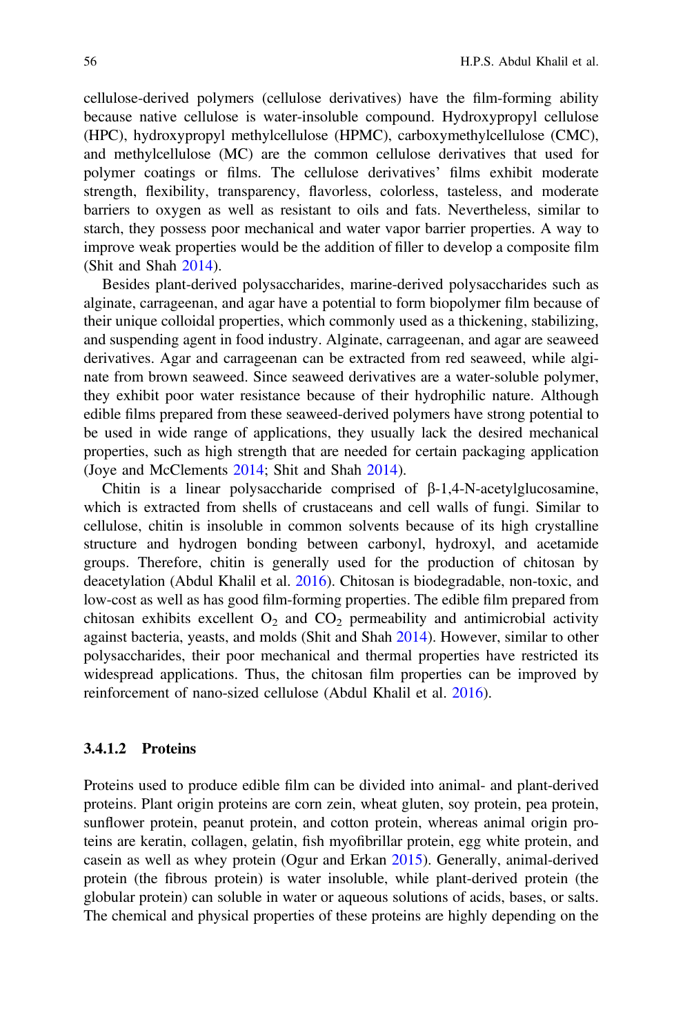cellulose-derived polymers (cellulose derivatives) have the film-forming ability because native cellulose is water-insoluble compound. Hydroxypropyl cellulose (HPC), hydroxypropyl methylcellulose (HPMC), carboxymethylcellulose (CMC), and methylcellulose (MC) are the common cellulose derivatives that used for polymer coatings or films. The cellulose derivatives' films exhibit moderate strength, flexibility, transparency, flavorless, colorless, tasteless, and moderate barriers to oxygen as well as resistant to oils and fats. Nevertheless, similar to starch, they possess poor mechanical and water vapor barrier properties. A way to improve weak properties would be the addition of filler to develop a composite film (Shit and Shah 2014).

Besides plant-derived polysaccharides, marine-derived polysaccharides such as alginate, carrageenan, and agar have a potential to form biopolymer film because of their unique colloidal properties, which commonly used as a thickening, stabilizing, and suspending agent in food industry. Alginate, carrageenan, and agar are seaweed derivatives. Agar and carrageenan can be extracted from red seaweed, while alginate from brown seaweed. Since seaweed derivatives are a water-soluble polymer, they exhibit poor water resistance because of their hydrophilic nature. Although edible films prepared from these seaweed-derived polymers have strong potential to be used in wide range of applications, they usually lack the desired mechanical properties, such as high strength that are needed for certain packaging application (Joye and McClements 2014; Shit and Shah 2014).

Chitin is a linear polysaccharide comprised of β-1,4-N-acetylglucosamine, which is extracted from shells of crustaceans and cell walls of fungi. Similar to cellulose, chitin is insoluble in common solvents because of its high crystalline structure and hydrogen bonding between carbonyl, hydroxyl, and acetamide groups. Therefore, chitin is generally used for the production of chitosan by deacetylation (Abdul Khalil et al. 2016). Chitosan is biodegradable, non-toxic, and low-cost as well as has good film-forming properties. The edible film prepared from chitosan exhibits excellent $O_2$ and $CO_2$ permeability and antimicrobial activity against bacteria, yeasts, and molds (Shit and Shah 2014). However, similar to other polysaccharides, their poor mechanical and thermal properties have restricted its widespread applications. Thus, the chitosan film properties can be improved by reinforcement of nano-sized cellulose (Abdul Khalil et al. 2016).

#### 3.4.1.2 Proteins

Proteins used to produce edible film can be divided into animal- and plant-derived proteins. Plant origin proteins are corn zein, wheat gluten, soy protein, pea protein, sunflower protein, peanut protein, and cotton protein, whereas animal origin proteins are keratin, collagen, gelatin, fish myofibrillar protein, egg white protein, and casein as well as whey protein (Ogur and Erkan 2015). Generally, animal-derived protein (the fibrous protein) is water insoluble, while plant-derived protein (the globular protein) can soluble in water or aqueous solutions of acids, bases, or salts. The chemical and physical properties of these proteins are highly depending on the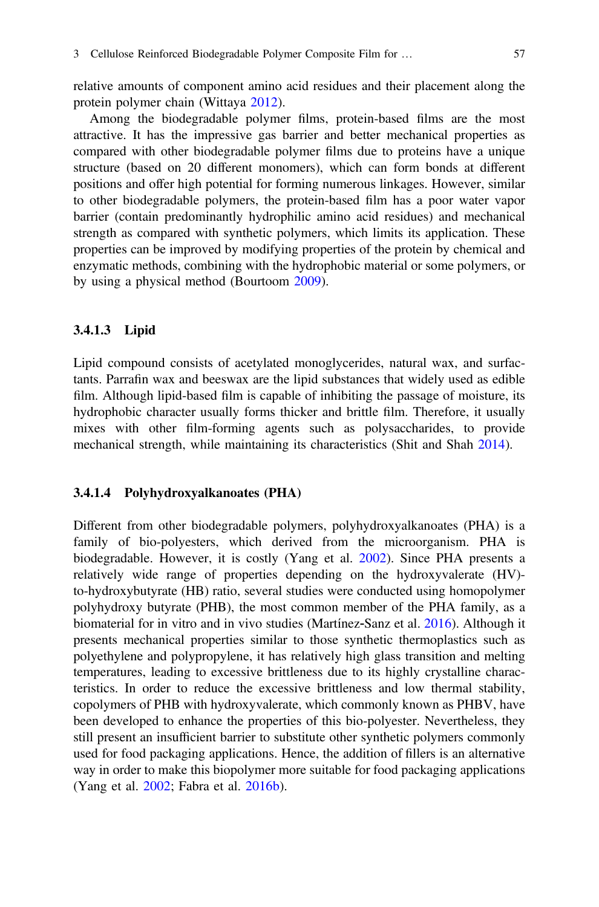relative amounts of component amino acid residues and their placement along the protein polymer chain (Wittaya 2012).

Among the biodegradable polymer films, protein-based films are the most attractive. It has the impressive gas barrier and better mechanical properties as compared with other biodegradable polymer films due to proteins have a unique structure (based on 20 different monomers), which can form bonds at different positions and offer high potential for forming numerous linkages. However, similar to other biodegradable polymers, the protein-based film has a poor water vapor barrier (contain predominantly hydrophilic amino acid residues) and mechanical strength as compared with synthetic polymers, which limits its application. These properties can be improved by modifying properties of the protein by chemical and enzymatic methods, combining with the hydrophobic material or some polymers, or by using a physical method (Bourtoom 2009).

#### 3.4.1.3 Lipid

Lipid compound consists of acetylated monoglycerides, natural wax, and surfactants. Parrafin wax and beeswax are the lipid substances that widely used as edible film. Although lipid-based film is capable of inhibiting the passage of moisture, its hydrophobic character usually forms thicker and brittle film. Therefore, it usually mixes with other film-forming agents such as polysaccharides, to provide mechanical strength, while maintaining its characteristics (Shit and Shah 2014).

#### 3.4.1.4 Polyhydroxyalkanoates (PHA)

Different from other biodegradable polymers, polyhydroxyalkanoates (PHA) is a family of bio-polyesters, which derived from the microorganism. PHA is biodegradable. However, it is costly (Yang et al. 2002). Since PHA presents a relatively wide range of properties depending on the hydroxyvalerate (HV)-to-hydroxybutyrate (HB) ratio, several studies were conducted using homopolymer polyhydroxy butyrate (PHB), the most common member of the PHA family, as a biomaterial for in vitro and in vivo studies (Martínez-Sanz et al. 2016). Although it presents mechanical properties similar to those synthetic thermoplastics such as polyethylene and polypropylene, it has relatively high glass transition and melting temperatures, leading to excessive brittleness due to its highly crystalline characteristics. In order to reduce the excessive brittleness and low thermal stability, copolymers of PHB with hydroxyvalerate, which commonly known as PHBV, have been developed to enhance the properties of this bio-polyester. Nevertheless, they still present an insufficient barrier to substitute other synthetic polymers commonly used for food packaging applications. Hence, the addition of fillers is an alternative way in order to make this biopolymer more suitable for food packaging applications (Yang et al. 2002; Fabra et al. 2016b).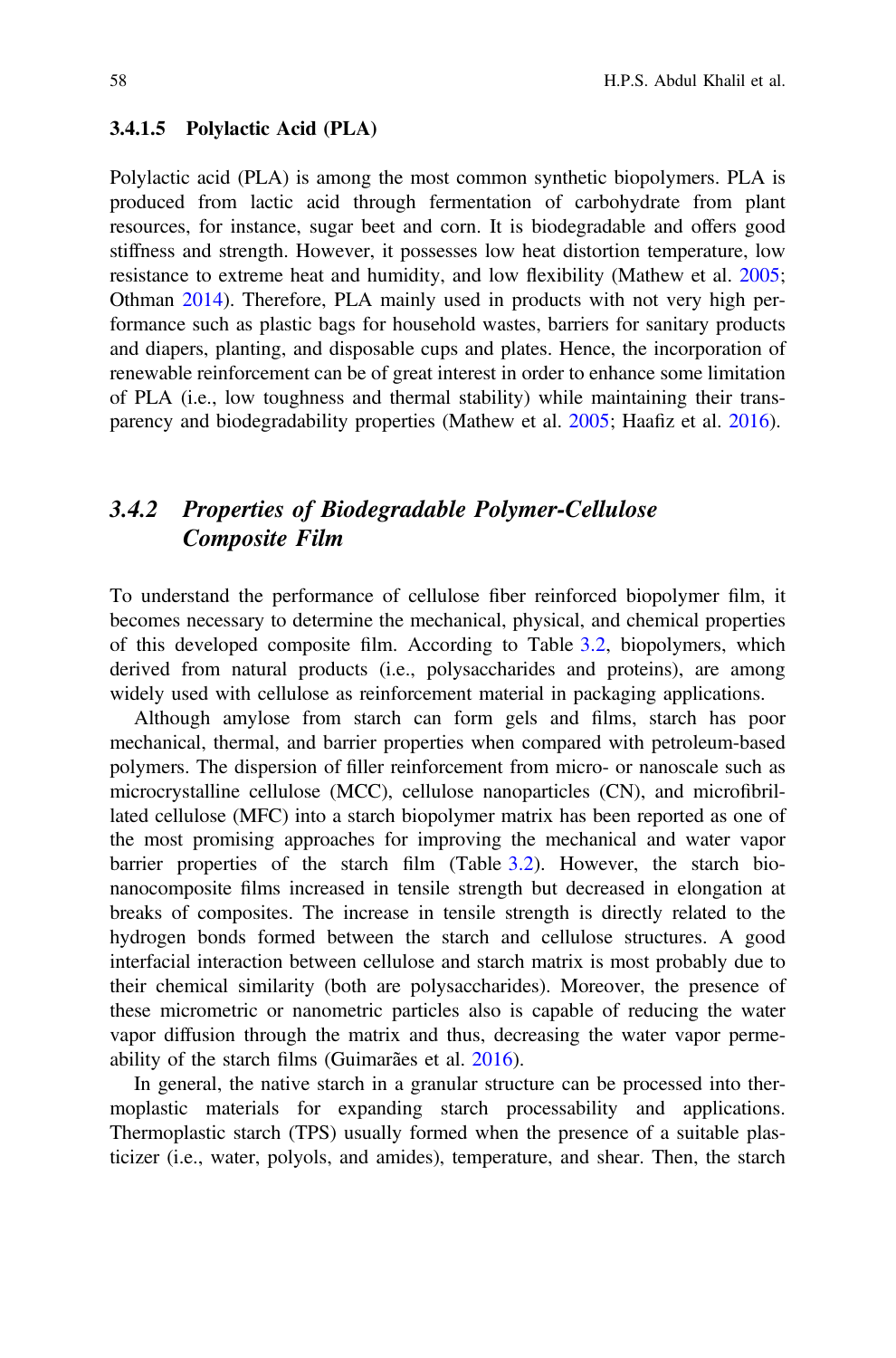#### 3.4.1.5 Polylactic Acid (PLA)

Polylactic acid (PLA) is among the most common synthetic biopolymers. PLA is produced from lactic acid through fermentation of carbohydrate from plant resources, for instance, sugar beet and corn. It is biodegradable and offers good stiffness and strength. However, it possesses low heat distortion temperature, low resistance to extreme heat and humidity, and low flexibility (Mathew et al. 2005; Othman 2014). Therefore, PLA mainly used in products with not very high performance such as plastic bags for household wastes, barriers for sanitary products and diapers, planting, and disposable cups and plates. Hence, the incorporation of renewable reinforcement can be of great interest in order to enhance some limitation of PLA (i.e., low toughness and thermal stability) while maintaining their transparency and biodegradability properties (Mathew et al. 2005; Haafiz et al. 2016).

## *3.4.2 Properties of Biodegradable Polymer-Cellulose Composite Film*

To understand the performance of cellulose fiber reinforced biopolymer film, it becomes necessary to determine the mechanical, physical, and chemical properties of this developed composite film. According to Table 3.2, biopolymers, which derived from natural products (i.e., polysaccharides and proteins), are among widely used with cellulose as reinforcement material in packaging applications.

Although amylose from starch can form gels and films, starch has poor mechanical, thermal, and barrier properties when compared with petroleum-based polymers. The dispersion of filler reinforcement from micro- or nanoscale such as microcrystalline cellulose (MCC), cellulose nanoparticles (CN), and microfibrillated cellulose (MFC) into a starch biopolymer matrix has been reported as one of the most promising approaches for improving the mechanical and water vapor barrier properties of the starch film (Table 3.2). However, the starch bionanocomposite films increased in tensile strength but decreased in elongation at breaks of composites. The increase in tensile strength is directly related to the hydrogen bonds formed between the starch and cellulose structures. A good interfacial interaction between cellulose and starch matrix is most probably due to their chemical similarity (both are polysaccharides). Moreover, the presence of these micrometric or nanometric particles also is capable of reducing the water vapor diffusion through the matrix and thus, decreasing the water vapor permeability of the starch films (Guimarães et al. 2016).

In general, the native starch in a granular structure can be processed into thermoplastic materials for expanding starch processability and applications. Thermoplastic starch (TPS) usually formed when the presence of a suitable plasticizer (i.e., water, polyols, and amides), temperature, and shear. Then, the starch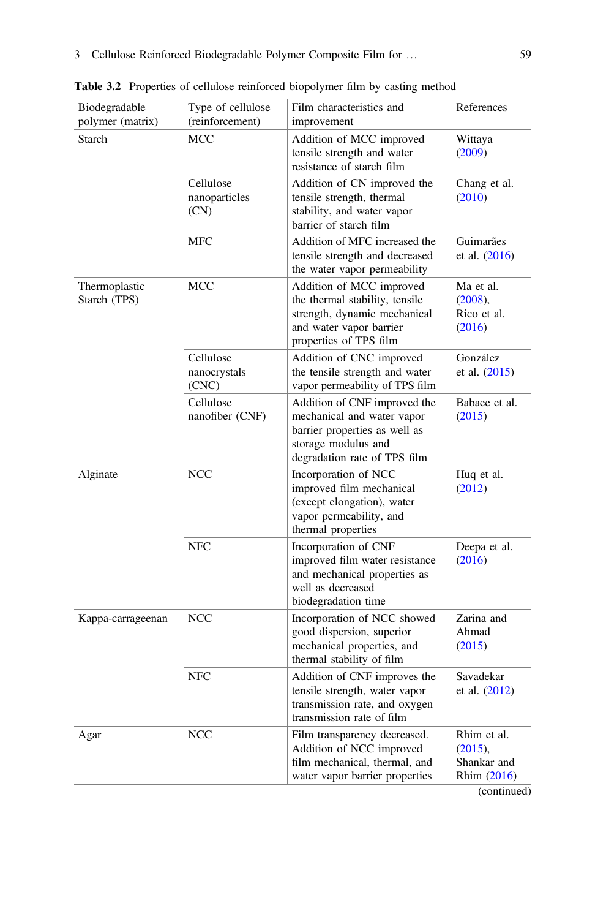**Table 3.2** Properties of cellulose reinforced biopolymer film by casting method

| Biodegradable polymer (matrix) | Type of cellulose (reinforcement) | Film characteristics and improvement | References |
|---|---|---|---|
| Starch | MCC | Addition of MCC improved tensile strength and water resistance of starch film | Wittaya (2009) |
| | Cellulose nanoparticles (CN) | Addition of CN improved the tensile strength, thermal stability, and water vapor barrier of starch film | Chang et al. (2010) |
| | MFC | Addition of MFC increased the tensile strength and decreased the water vapor permeability | Guimarães et al. (2016) |
| Thermoplastic Starch (TPS) | MCC | Addition of MCC improved the thermal stability, tensile strength, dynamic mechanical and water vapor barrier properties of TPS film | Ma et al. (2008), Rico et al. (2016) |
| | Cellulose nanocrystals (CNC) | Addition of CNC improved the tensile strength and water vapor permeability of TPS film | González et al. (2015) |
| | Cellulose nanofiber (CNF) | Addition of CNF improved the mechanical and water vapor barrier properties as well as storage modulus and degradation rate of TPS film | Babaee et al. (2015) |
| Alginate | NCC | Incorporation of NCC improved film mechanical (except elongation), water vapor permeability, and thermal properties | Huq et al. (2012) |
| | NFC | Incorporation of CNF improved film water resistance and mechanical properties as well as decreased biodegradation time | Deepa et al. (2016) |
| Kappa-carrageenan | NCC | Incorporation of NCC showed good dispersion, superior mechanical properties, and thermal stability of film | Zarina and Ahmad (2015) |
| | NFC | Addition of CNF improves the tensile strength, water vapor transmission rate, and oxygen transmission rate of film | Savadekar et al. (2012) |
| Agar | NCC | Film transparency decreased. Addition of NCC improved film mechanical, thermal, and water vapor barrier properties | Rhim et al. (2015), Shankar and Rhim (2016) |

(continued)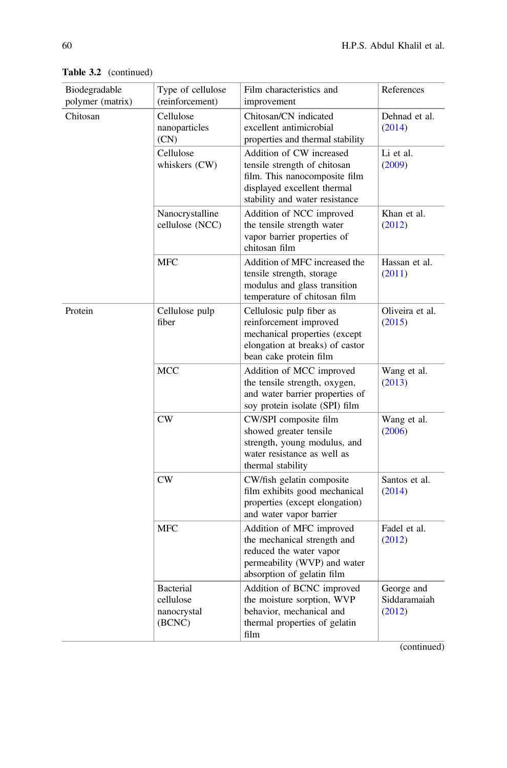**Table 3.2** (continued)

| Biodegradable polymer (matrix) | Type of cellulose (reinforcement) | Film characteristics and improvement | References |
|---|---|---|---|
| Chitosan | Cellulose nanoparticles (CN) | Chitosan/CN indicated excellent antimicrobial properties and thermal stability | Dehnad et al. (2014) |
| | Cellulose whiskers (CW) | Addition of CW increased tensile strength of chitosan film. This nanocomposite film displayed excellent thermal stability and water resistance | Li et al. (2009) |
| | Nanocrystalline cellulose (NCC) | Addition of NCC improved the tensile strength water vapor barrier properties of chitosan film | Khan et al. (2012) |
| | MFC | Addition of MFC increased the tensile strength, storage modulus and glass transition temperature of chitosan film | Hassan et al. (2011) |
| Protein | Cellulose pulp fiber | Cellulosic pulp fiber as reinforcement improved mechanical properties (except elongation at breaks) of castor bean cake protein film | Oliveira et al. (2015) |
| | MCC | Addition of MCC improved the tensile strength, oxygen, and water barrier properties of soy protein isolate (SPI) film | Wang et al. (2013) |
| | CW | CW/SPI composite film showed greater tensile strength, young modulus, and water resistance as well as thermal stability | Wang et al. (2006) |
| | CW | CW/fish gelatin composite film exhibits good mechanical properties (except elongation) and water vapor barrier | Santos et al. (2014) |
| | MFC | Addition of MFC improved the mechanical strength and reduced the water vapor permeability (WVP) and water absorption of gelatin film | Fadel et al. (2012) |
| | Bacterial cellulose nanocrystal (BCNC) | Addition of BCNC improved the moisture sorption, WVP behavior, mechanical and thermal properties of gelatin film | George and Siddaramaiah (2012) |

(continued)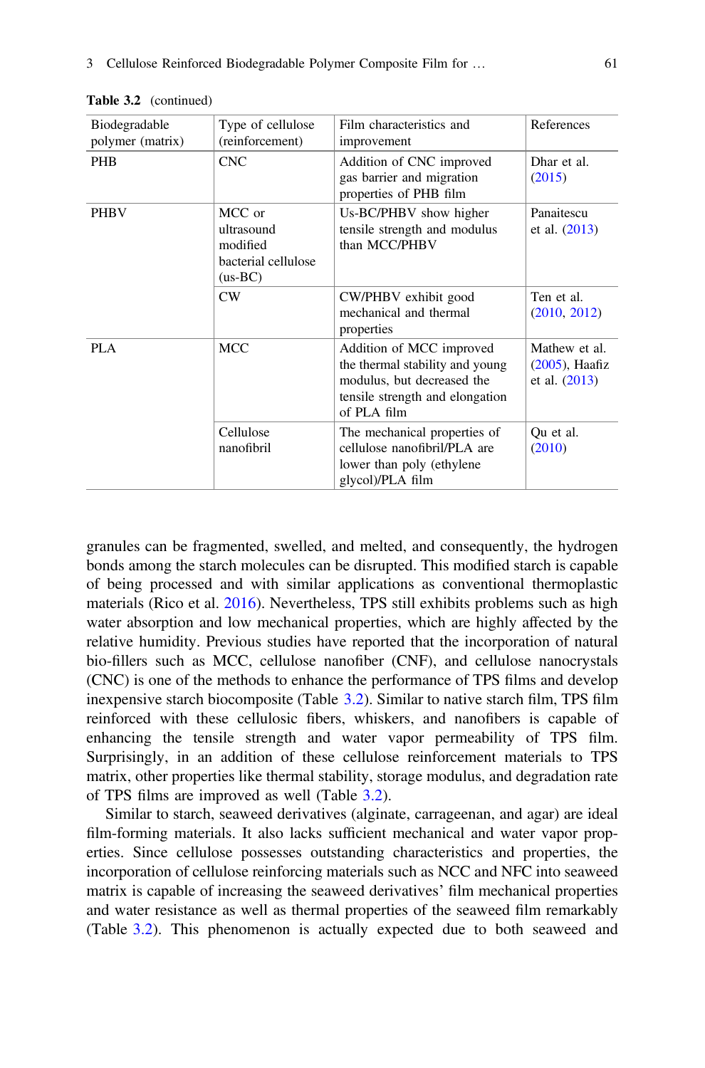**Table 3.2** (continued)

| Biodegradable polymer (matrix) | Type of cellulose (reinforcement) | Film characteristics and improvement | References |
|---|---|---|---|
| PHB | CNC | Addition of CNC improved gas barrier and migration properties of PHB film | Dhar et al. (2015) |
| PHBV | MCC or ultrasound modified bacterial cellulose (us-BC) | Us-BC/PHBV show higher tensile strength and modulus than MCC/PHBV | Panaitescu et al. (2013) |
| | CW | CW/PHBV exhibit good mechanical and thermal properties | Ten et al. (2010, 2012) |
| PLA | MCC | Addition of MCC improved the thermal stability and young modulus, but decreased the tensile strength and elongation of PLA film | Mathew et al. (2005), Haafiz et al. (2013) |
| | Cellulose nanofibril | The mechanical properties of cellulose nanofibril/PLA are lower than poly (ethylene glycol)/PLA film | Qu et al. (2010) |

granules can be fragmented, swelled, and melted, and consequently, the hydrogen bonds among the starch molecules can be disrupted. This modified starch is capable of being processed and with similar applications as conventional thermoplastic materials (Rico et al. 2016). Nevertheless, TPS still exhibits problems such as high water absorption and low mechanical properties, which are highly affected by the relative humidity. Previous studies have reported that the incorporation of natural bio-fillers such as MCC, cellulose nanofiber (CNF), and cellulose nanocrystals (CNC) is one of the methods to enhance the performance of TPS films and develop inexpensive starch biocomposite (Table 3.2). Similar to native starch film, TPS film reinforced with these cellulosic fibers, whiskers, and nanofibers is capable of enhancing the tensile strength and water vapor permeability of TPS film. Surprisingly, in an addition of these cellulose reinforcement materials to TPS matrix, other properties like thermal stability, storage modulus, and degradation rate of TPS films are improved as well (Table 3.2).

Similar to starch, seaweed derivatives (alginate, carrageenan, and agar) are ideal film-forming materials. It also lacks sufficient mechanical and water vapor properties. Since cellulose possesses outstanding characteristics and properties, the incorporation of cellulose reinforcing materials such as NCC and NFC into seaweed matrix is capable of increasing the seaweed derivatives' film mechanical properties and water resistance as well as thermal properties of the seaweed film remarkably (Table 3.2). This phenomenon is actually expected due to both seaweed and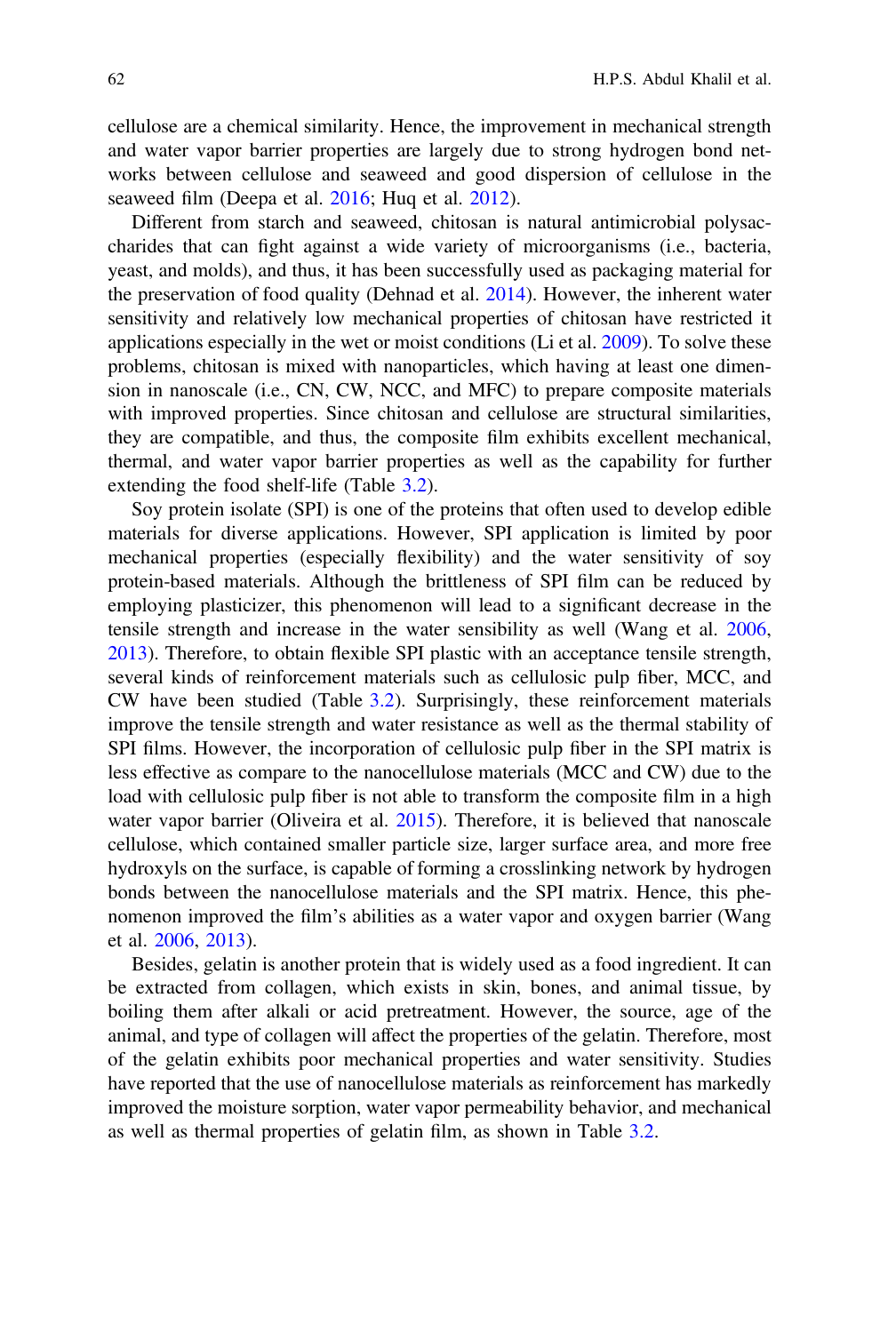cellulose are a chemical similarity. Hence, the improvement in mechanical strength and water vapor barrier properties are largely due to strong hydrogen bond networks between cellulose and seaweed and good dispersion of cellulose in the seaweed film (Deepa et al. 2016; Huq et al. 2012).

Different from starch and seaweed, chitosan is natural antimicrobial polysaccharides that can fight against a wide variety of microorganisms (i.e., bacteria, yeast, and molds), and thus, it has been successfully used as packaging material for the preservation of food quality (Dehnad et al. 2014). However, the inherent water sensitivity and relatively low mechanical properties of chitosan have restricted it applications especially in the wet or moist conditions (Li et al. 2009). To solve these problems, chitosan is mixed with nanoparticles, which having at least one dimension in nanoscale (i.e., CN, CW, NCC, and MFC) to prepare composite materials with improved properties. Since chitosan and cellulose are structural similarities, they are compatible, and thus, the composite film exhibits excellent mechanical, thermal, and water vapor barrier properties as well as the capability for further extending the food shelf-life (Table 3.2).

Soy protein isolate (SPI) is one of the proteins that often used to develop edible materials for diverse applications. However, SPI application is limited by poor mechanical properties (especially flexibility) and the water sensitivity of soy protein-based materials. Although the brittleness of SPI film can be reduced by employing plasticizer, this phenomenon will lead to a significant decrease in the tensile strength and increase in the water sensibility as well (Wang et al. 2006, 2013). Therefore, to obtain flexible SPI plastic with an acceptance tensile strength, several kinds of reinforcement materials such as cellulosic pulp fiber, MCC, and CW have been studied (Table 3.2). Surprisingly, these reinforcement materials improve the tensile strength and water resistance as well as the thermal stability of SPI films. However, the incorporation of cellulosic pulp fiber in the SPI matrix is less effective as compare to the nanocellulose materials (MCC and CW) due to the load with cellulosic pulp fiber is not able to transform the composite film in a high water vapor barrier (Oliveira et al. 2015). Therefore, it is believed that nanoscale cellulose, which contained smaller particle size, larger surface area, and more free hydroxyls on the surface, is capable of forming a crosslinking network by hydrogen bonds between the nanocellulose materials and the SPI matrix. Hence, this phenomenon improved the film's abilities as a water vapor and oxygen barrier (Wang et al. 2006, 2013).

Besides, gelatin is another protein that is widely used as a food ingredient. It can be extracted from collagen, which exists in skin, bones, and animal tissue, by boiling them after alkali or acid pretreatment. However, the source, age of the animal, and type of collagen will affect the properties of the gelatin. Therefore, most of the gelatin exhibits poor mechanical properties and water sensitivity. Studies have reported that the use of nanocellulose materials as reinforcement has markedly improved the moisture sorption, water vapor permeability behavior, and mechanical as well as thermal properties of gelatin film, as shown in Table 3.2.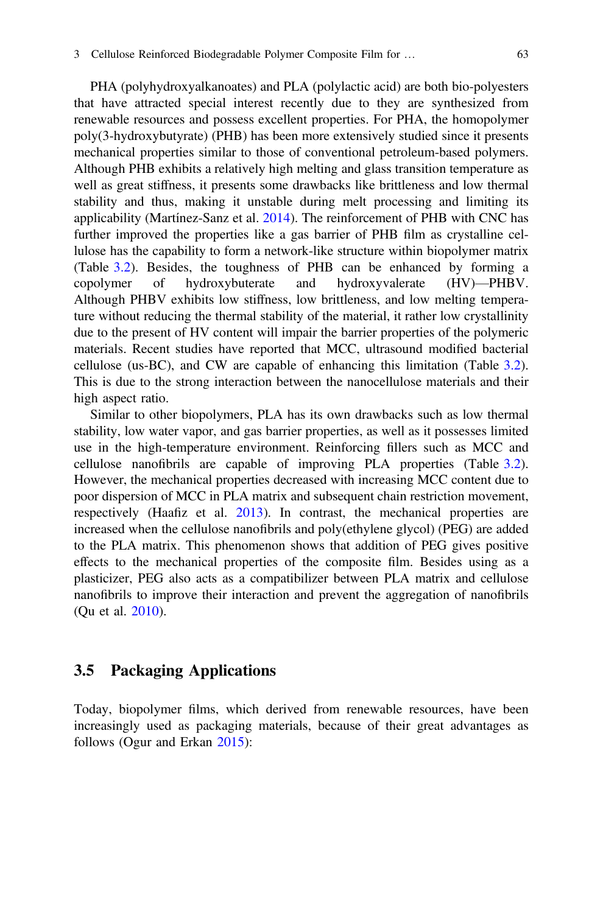PHA (polyhydroxyalkanoates) and PLA (polylactic acid) are both bio-polyesters that have attracted special interest recently due to they are synthesized from renewable resources and possess excellent properties. For PHA, the homopolymer poly(3-hydroxybutyrate) (PHB) has been more extensively studied since it presents mechanical properties similar to those of conventional petroleum-based polymers. Although PHB exhibits a relatively high melting and glass transition temperature as well as great stiffness, it presents some drawbacks like brittleness and low thermal stability and thus, making it unstable during melt processing and limiting its applicability (Martínez-Sanz et al. 2014). The reinforcement of PHB with CNC has further improved the properties like a gas barrier of PHB film as crystalline cellulose has the capability to form a network-like structure within biopolymer matrix (Table 3.2). Besides, the toughness of PHB can be enhanced by forming a copolymer of hydroxybuterate and hydroxyvalerate (HV)—PHBV. Although PHBV exhibits low stiffness, low brittleness, and low melting temperature without reducing the thermal stability of the material, it rather low crystallinity due to the present of HV content will impair the barrier properties of the polymeric materials. Recent studies have reported that MCC, ultrasound modified bacterial cellulose (us-BC), and CW are capable of enhancing this limitation (Table 3.2). This is due to the strong interaction between the nanocellulose materials and their high aspect ratio.

Similar to other biopolymers, PLA has its own drawbacks such as low thermal stability, low water vapor, and gas barrier properties, as well as it possesses limited use in the high-temperature environment. Reinforcing fillers such as MCC and cellulose nanofibrils are capable of improving PLA properties (Table 3.2). However, the mechanical properties decreased with increasing MCC content due to poor dispersion of MCC in PLA matrix and subsequent chain restriction movement, respectively (Haafiz et al. 2013). In contrast, the mechanical properties are increased when the cellulose nanofibrils and poly(ethylene glycol) (PEG) are added to the PLA matrix. This phenomenon shows that addition of PEG gives positive effects to the mechanical properties of the composite film. Besides using as a plasticizer, PEG also acts as a compatibilizer between PLA matrix and cellulose nanofibrils to improve their interaction and prevent the aggregation of nanofibrils (Qu et al. 2010).

## 3.5 Packaging Applications

Today, biopolymer films, which derived from renewable resources, have been increasingly used as packaging materials, because of their great advantages as follows (Ogur and Erkan 2015):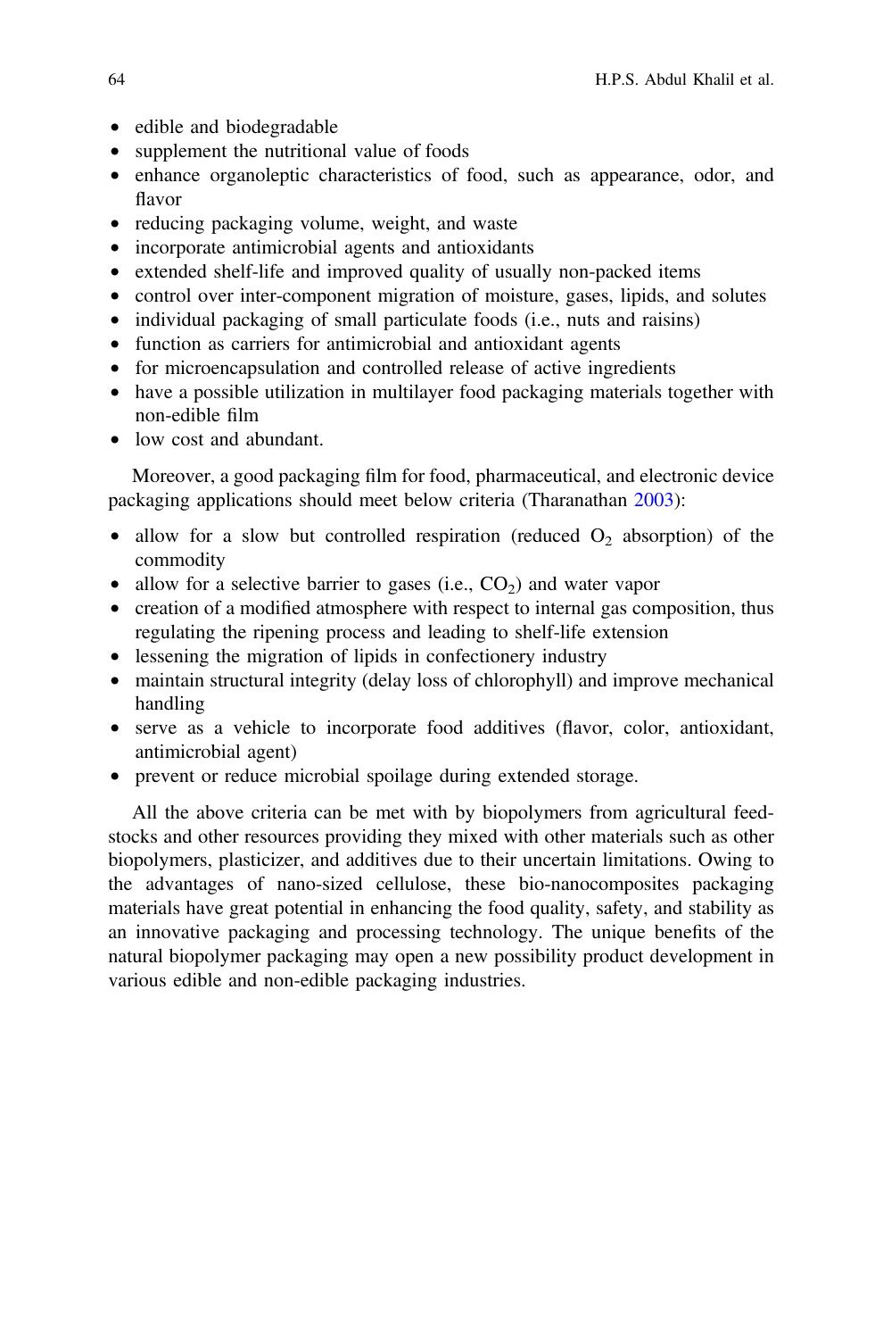- edible and biodegradable
- supplement the nutritional value of foods
- enhance organoleptic characteristics of food, such as appearance, odor, and flavor
- reducing packaging volume, weight, and waste
- incorporate antimicrobial agents and antioxidants
- extended shelf-life and improved quality of usually non-packed items
- control over inter-component migration of moisture, gases, lipids, and solutes
- individual packaging of small particulate foods (i.e., nuts and raisins)
- function as carriers for antimicrobial and antioxidant agents
- for microencapsulation and controlled release of active ingredients
- have a possible utilization in multilayer food packaging materials together with non-edible film
- low cost and abundant.

Moreover, a good packaging film for food, pharmaceutical, and electronic device packaging applications should meet below criteria (Tharanathan 2003):

- allow for a slow but controlled respiration (reduced $O_2$ absorption) of the commodity
- allow for a selective barrier to gases (i.e., $CO_2$) and water vapor
- creation of a modified atmosphere with respect to internal gas composition, thus regulating the ripening process and leading to shelf-life extension
- lessening the migration of lipids in confectionery industry
- maintain structural integrity (delay loss of chlorophyll) and improve mechanical handling
- serve as a vehicle to incorporate food additives (flavor, color, antioxidant, antimicrobial agent)
- prevent or reduce microbial spoilage during extended storage.

All the above criteria can be met with by biopolymers from agricultural feedstocks and other resources providing they mixed with other materials such as other biopolymers, plasticizer, and additives due to their uncertain limitations. Owing to the advantages of nano-sized cellulose, these bio-nanocomposites packaging materials have great potential in enhancing the food quality, safety, and stability as an innovative packaging and processing technology. The unique benefits of the natural biopolymer packaging may open a new possibility product development in various edible and non-edible packaging industries.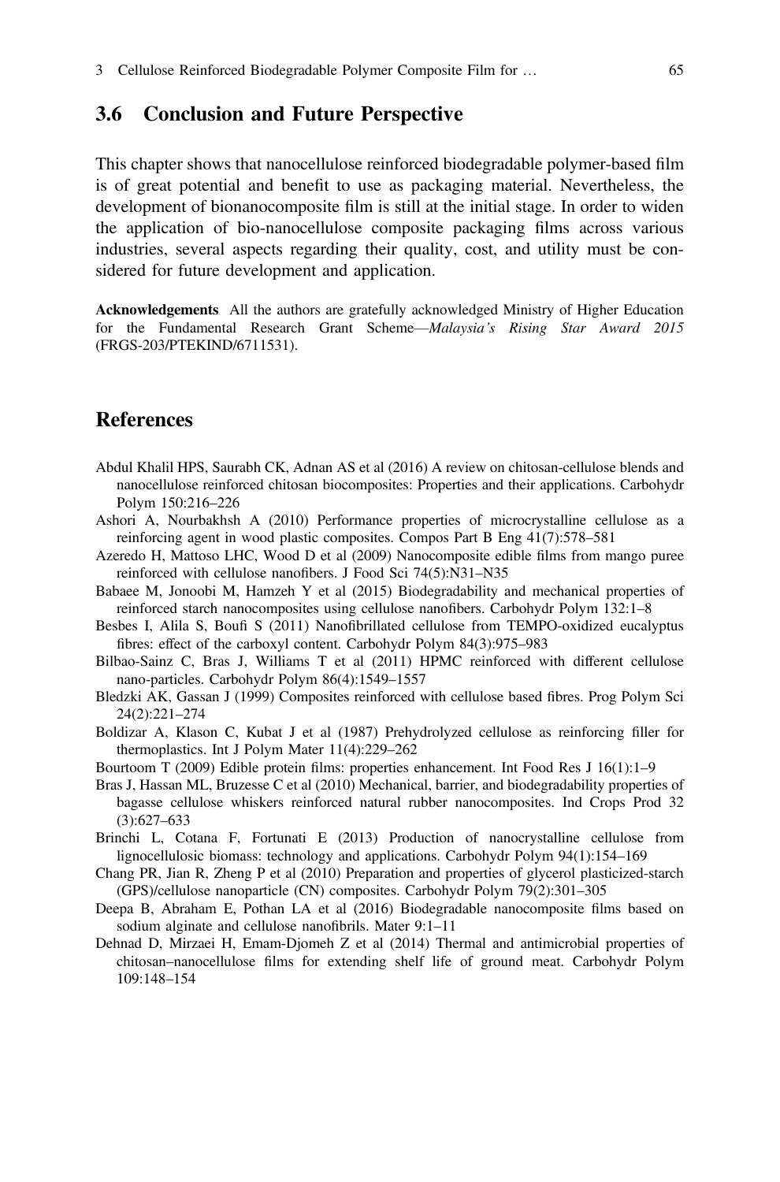## 3.6 Conclusion and Future Perspective

This chapter shows that nanocellulose reinforced biodegradable polymer-based film is of great potential and benefit to use as packaging material. Nevertheless, the development of bionanocomposite film is still at the initial stage. In order to widen the application of bio-nanocellulose composite packaging films across various industries, several aspects regarding their quality, cost, and utility must be considered for future development and application.

**Acknowledgements** All the authors are gratefully acknowledged Ministry of Higher Education for the Fundamental Research Grant Scheme—*Malaysia's Rising Star Award 2015* (FRGS-203/PTEKIND/6711531).

## References

Abdul Khalil HPS, Saurabh CK, Adnan AS et al (2016) A review on chitosan-cellulose blends and nanocellulose reinforced chitosan biocomposites: Properties and their applications. Carbohydr Polym 150:216–226

Ashori A, Nourbakhsh A (2010) Performance properties of microcrystalline cellulose as a reinforcing agent in wood plastic composites. Compos Part B Eng 41(7):578–581

Azeredo H, Mattoso LHC, Wood D et al (2009) Nanocomposite edible films from mango puree reinforced with cellulose nanofibers. J Food Sci 74(5):N31–N35

Babaee M, Jonoobi M, Hamzeh Y et al (2015) Biodegradability and mechanical properties of reinforced starch nanocomposites using cellulose nanofibers. Carbohydr Polym 132:1–8

Besbes I, Alila S, Boufi S (2011) Nanofibrillated cellulose from TEMPO-oxidized eucalyptus fibres: effect of the carboxyl content. Carbohydr Polym 84(3):975–983

Bilbao-Sainz C, Bras J, Williams T et al (2011) HPMC reinforced with different cellulose nano-particles. Carbohydr Polym 86(4):1549–1557

Bledzki AK, Gassan J (1999) Composites reinforced with cellulose based fibres. Prog Polym Sci 24(2):221–274

Boldizar A, Klason C, Kubat J et al (1987) Prehydrolyzed cellulose as reinforcing filler for thermoplastics. Int J Polym Mater 11(4):229–262

Bourtoom T (2009) Edible protein films: properties enhancement. Int Food Res J 16(1):1–9

Bras J, Hassan ML, Bruzesse C et al (2010) Mechanical, barrier, and biodegradability properties of bagasse cellulose whiskers reinforced natural rubber nanocomposites. Ind Crops Prod 32 (3):627–633

Brinchi L, Cotana F, Fortunati E (2013) Production of nanocrystalline cellulose from lignocellulosic biomass: technology and applications. Carbohydr Polym 94(1):154–169

Chang PR, Jian R, Zheng P et al (2010) Preparation and properties of glycerol plasticized-starch (GPS)/cellulose nanoparticle (CN) composites. Carbohydr Polym 79(2):301–305

Deepa B, Abraham E, Pothan LA et al (2016) Biodegradable nanocomposite films based on sodium alginate and cellulose nanofibrils. Mater 9:1–11

Dehnad D, Mirzaei H, Emam-Djomeh Z et al (2014) Thermal and antimicrobial properties of chitosan–nanocellulose films for extending shelf life of ground meat. Carbohydr Polym 109:148–154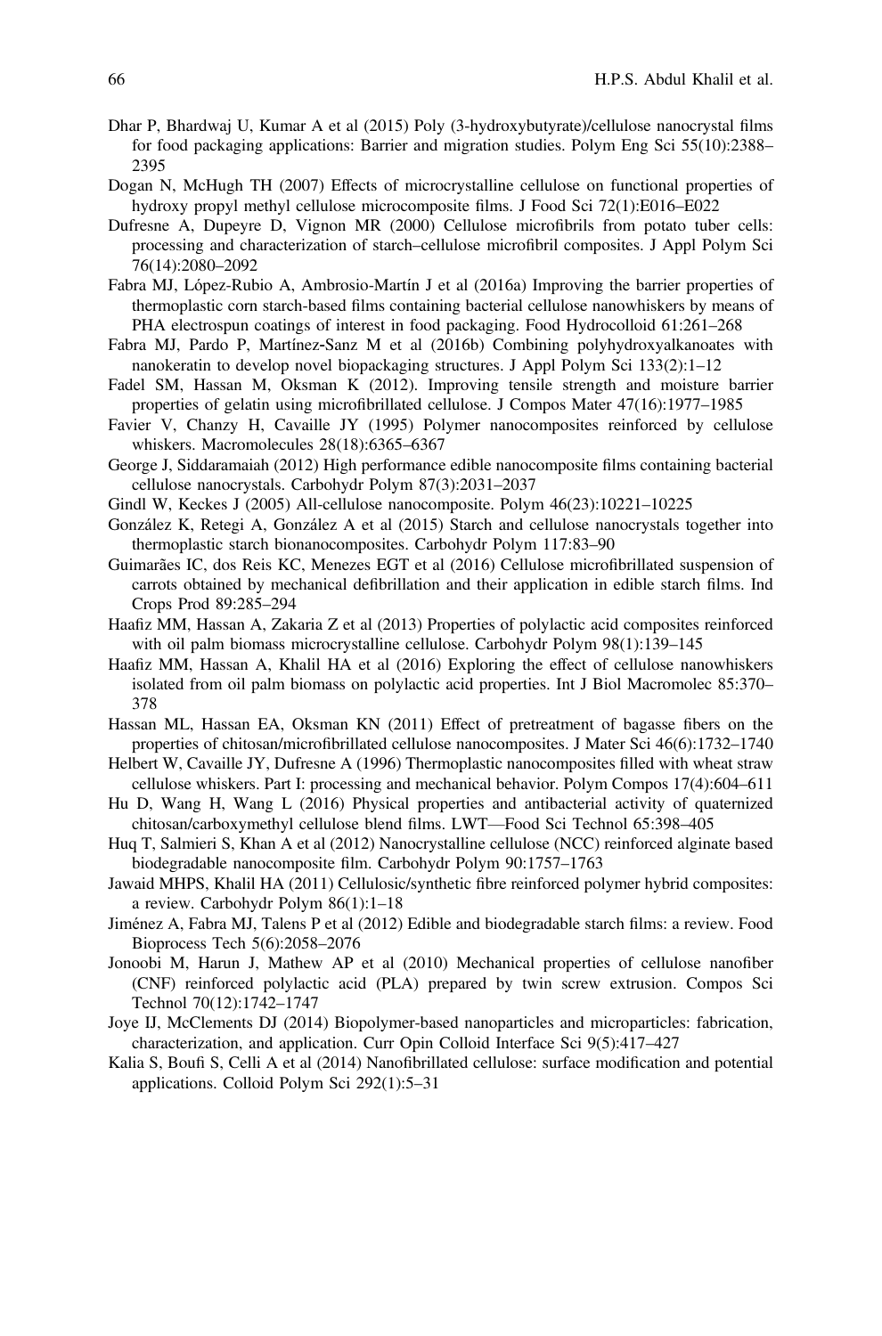Dhar P, Bhardwaj U, Kumar A et al (2015) Poly (3-hydroxybutyrate)/cellulose nanocrystal films for food packaging applications: Barrier and migration studies. Polym Eng Sci 55(10):2388–2395

Dogan N, McHugh TH (2007) Effects of microcrystalline cellulose on functional properties of hydroxy propyl methyl cellulose microcomposite films. J Food Sci 72(1):E016–E022

Dufresne A, Dupeyre D, Vignon MR (2000) Cellulose microfibrils from potato tuber cells: processing and characterization of starch–cellulose microfibril composites. J Appl Polym Sci 76(14):2080–2092

Fabra MJ, López-Rubio A, Ambrosio-Martín J et al (2016a) Improving the barrier properties of thermoplastic corn starch-based films containing bacterial cellulose nanowhiskers by means of PHA electrospun coatings of interest in food packaging. Food Hydrocolloid 61:261–268

Fabra MJ, Pardo P, Martínez-Sanz M et al (2016b) Combining polyhydroxyalkanoates with nanokeratin to develop novel biopackaging structures. J Appl Polym Sci 133(2):1–12

Fadel SM, Hassan M, Oksman K (2012). Improving tensile strength and moisture barrier properties of gelatin using microfibrillated cellulose. J Compos Mater 47(16):1977–1985

Favier V, Chanzy H, Cavaille JY (1995) Polymer nanocomposites reinforced by cellulose whiskers. Macromolecules 28(18):6365–6367

George J, Siddaramaiah (2012) High performance edible nanocomposite films containing bacterial cellulose nanocrystals. Carbohydr Polym 87(3):2031–2037

Gindl W, Keckes J (2005) All-cellulose nanocomposite. Polym 46(23):10221–10225

González K, Retegi A, González A et al (2015) Starch and cellulose nanocrystals together into thermoplastic starch bionanocomposites. Carbohydr Polym 117:83–90

Guimarães IC, dos Reis KC, Menezes EGT et al (2016) Cellulose microfibrillated suspension of carrots obtained by mechanical defibrillation and their application in edible starch films. Ind Crops Prod 89:285–294

Haafiz MM, Hassan A, Zakaria Z et al (2013) Properties of polylactic acid composites reinforced with oil palm biomass microcrystalline cellulose. Carbohydr Polym 98(1):139–145

Haafiz MM, Hassan A, Khalil HA et al (2016) Exploring the effect of cellulose nanowhiskers isolated from oil palm biomass on polylactic acid properties. Int J Biol Macromolec 85:370–378

Hassan ML, Hassan EA, Oksman KN (2011) Effect of pretreatment of bagasse fibers on the properties of chitosan/microfibrillated cellulose nanocomposites. J Mater Sci 46(6):1732–1740

Helbert W, Cavaille JY, Dufresne A (1996) Thermoplastic nanocomposites filled with wheat straw cellulose whiskers. Part I: processing and mechanical behavior. Polym Compos 17(4):604–611

Hu D, Wang H, Wang L (2016) Physical properties and antibacterial activity of quaternized chitosan/carboxymethyl cellulose blend films. LWT—Food Sci Technol 65:398–405

Huq T, Salmieri S, Khan A et al (2012) Nanocrystalline cellulose (NCC) reinforced alginate based biodegradable nanocomposite film. Carbohydr Polym 90:1757–1763

Jawaid MHPS, Khalil HA (2011) Cellulosic/synthetic fibre reinforced polymer hybrid composites: a review. Carbohydr Polym 86(1):1–18

Jiménez A, Fabra MJ, Talens P et al (2012) Edible and biodegradable starch films: a review. Food Bioprocess Tech 5(6):2058–2076

Jonoobi M, Harun J, Mathew AP et al (2010) Mechanical properties of cellulose nanofiber (CNF) reinforced polylactic acid (PLA) prepared by twin screw extrusion. Compos Sci Technol 70(12):1742–1747

Joye IJ, McClements DJ (2014) Biopolymer-based nanoparticles and microparticles: fabrication, characterization, and application. Curr Opin Colloid Interface Sci 9(5):417–427

Kalia S, Boufi S, Celli A et al (2014) Nanofibrillated cellulose: surface modification and potential applications. Colloid Polym Sci 292(1):5–31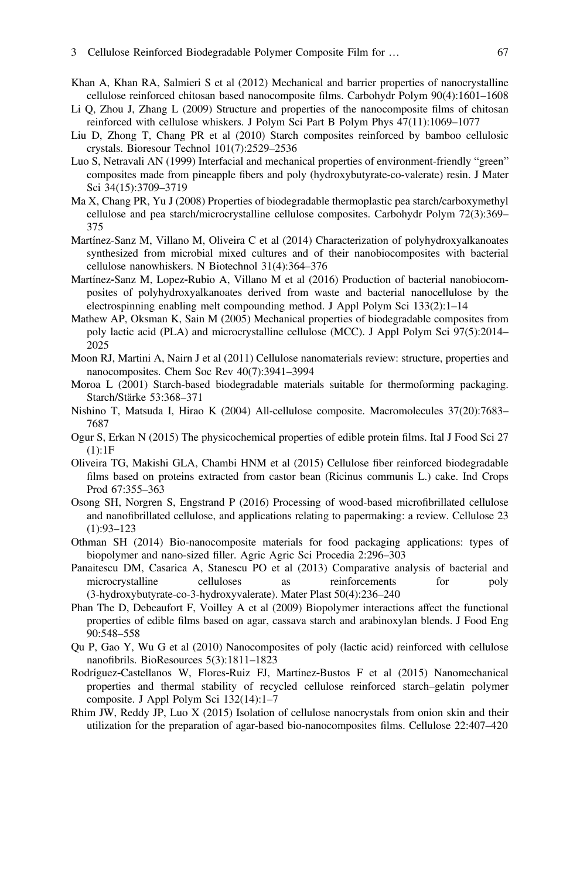Khan A, Khan RA, Salmieri S et al (2012) Mechanical and barrier properties of nanocrystalline cellulose reinforced chitosan based nanocomposite films. Carbohydr Polym 90(4):1601–1608

Li Q, Zhou J, Zhang L (2009) Structure and properties of the nanocomposite films of chitosan reinforced with cellulose whiskers. J Polym Sci Part B Polym Phys 47(11):1069–1077

Liu D, Zhong T, Chang PR et al (2010) Starch composites reinforced by bamboo cellulosic crystals. Bioresour Technol 101(7):2529–2536

Luo S, Netravali AN (1999) Interfacial and mechanical properties of environment-friendly "green" composites made from pineapple fibers and poly (hydroxybutyrate-co-valerate) resin. J Mater Sci 34(15):3709–3719

Ma X, Chang PR, Yu J (2008) Properties of biodegradable thermoplastic pea starch/carboxymethyl cellulose and pea starch/microcrystalline cellulose composites. Carbohydr Polym 72(3):369–375

Martínez-Sanz M, Villano M, Oliveira C et al (2014) Characterization of polyhydroxyalkanoates synthesized from microbial mixed cultures and of their nanobiocomposites with bacterial cellulose nanowhiskers. N Biotechnol 31(4):364–376

Martínez-Sanz M, Lopez-Rubio A, Villano M et al (2016) Production of bacterial nanobiocomposites of polyhydroxyalkanoates derived from waste and bacterial nanocellulose by the electrospinning enabling melt compounding method. J Appl Polym Sci 133(2):1–14

Mathew AP, Oksman K, Sain M (2005) Mechanical properties of biodegradable composites from poly lactic acid (PLA) and microcrystalline cellulose (MCC). J Appl Polym Sci 97(5):2014–2025

Moon RJ, Martini A, Nairn J et al (2011) Cellulose nanomaterials review: structure, properties and nanocomposites. Chem Soc Rev 40(7):3941–3994

Moroa L (2001) Starch-based biodegradable materials suitable for thermoforming packaging. Starch/Stärke 53:368–371

Nishino T, Matsuda I, Hirao K (2004) All-cellulose composite. Macromolecules 37(20):7683–7687

Ogur S, Erkan N (2015) The physicochemical properties of edible protein films. Ital J Food Sci 27 (1):1F

Oliveira TG, Makishi GLA, Chambi HNM et al (2015) Cellulose fiber reinforced biodegradable films based on proteins extracted from castor bean (Ricinus communis L.) cake. Ind Crops Prod 67:355–363

Osong SH, Norgren S, Engstrand P (2016) Processing of wood-based microfibrillated cellulose and nanofibrillated cellulose, and applications relating to papermaking: a review. Cellulose 23 (1):93–123

Othman SH (2014) Bio-nanocomposite materials for food packaging applications: types of biopolymer and nano-sized filler. Agric Agric Sci Procedia 2:296–303

Panaitescu DM, Casarica A, Stanescu PO et al (2013) Comparative analysis of bacterial and microcrystalline celluloses as reinforcements for poly (3-hydroxybutyrate-co-3-hydroxyvalerate). Mater Plast 50(4):236–240

Phan The D, Debeaufort F, Voilley A et al (2009) Biopolymer interactions affect the functional properties of edible films based on agar, cassava starch and arabinoxylan blends. J Food Eng 90:548–558

Qu P, Gao Y, Wu G et al (2010) Nanocomposites of poly (lactic acid) reinforced with cellulose nanofibrils. BioResources 5(3):1811–1823

Rodríguez-Castellanos W, Flores-Ruiz FJ, Martínez-Bustos F et al (2015) Nanomechanical properties and thermal stability of recycled cellulose reinforced starch–gelatin polymer composite. J Appl Polym Sci 132(14):1–7

Rhim JW, Reddy JP, Luo X (2015) Isolation of cellulose nanocrystals from onion skin and their utilization for the preparation of agar-based bio-nanocomposites films. Cellulose 22:407–420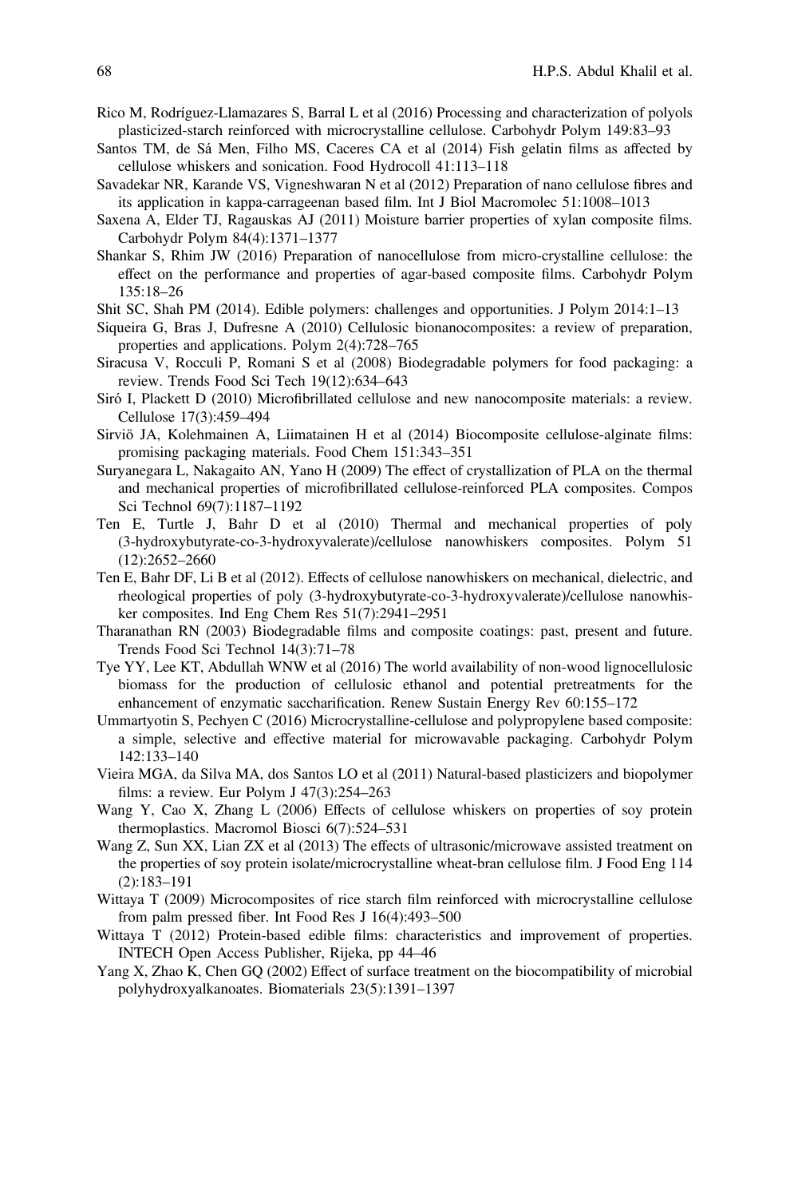Rico M, Rodríguez-Llamazares S, Barral L et al (2016) Processing and characterization of polyols plasticized-starch reinforced with microcrystalline cellulose. Carbohydr Polym 149:83–93

Santos TM, de Sá Men, Filho MS, Caceres CA et al (2014) Fish gelatin films as affected by cellulose whiskers and sonication. Food Hydrocoll 41:113–118

Savadekar NR, Karande VS, Vigneshwaran N et al (2012) Preparation of nano cellulose fibres and its application in kappa-carrageenan based film. Int J Biol Macromolec 51:1008–1013

Saxena A, Elder TJ, Ragauskas AJ (2011) Moisture barrier properties of xylan composite films. Carbohydr Polym 84(4):1371–1377

Shankar S, Rhim JW (2016) Preparation of nanocellulose from micro-crystalline cellulose: the effect on the performance and properties of agar-based composite films. Carbohydr Polym 135:18–26

Shit SC, Shah PM (2014). Edible polymers: challenges and opportunities. J Polym 2014:1–13

Siqueira G, Bras J, Dufresne A (2010) Cellulosic bionanocomposites: a review of preparation, properties and applications. Polym 2(4):728–765

Siracusa V, Rocculi P, Romani S et al (2008) Biodegradable polymers for food packaging: a review. Trends Food Sci Tech 19(12):634–643

Siró I, Plackett D (2010) Microfibrillated cellulose and new nanocomposite materials: a review. Cellulose 17(3):459–494

Sirviö JA, Kolehmainen A, Liimatainen H et al (2014) Biocomposite cellulose-alginate films: promising packaging materials. Food Chem 151:343–351

Suryanegara L, Nakagaito AN, Yano H (2009) The effect of crystallization of PLA on the thermal and mechanical properties of microfibrillated cellulose-reinforced PLA composites. Compos Sci Technol 69(7):1187–1192

Ten E, Turtle J, Bahr D et al (2010) Thermal and mechanical properties of poly (3-hydroxybutyrate-co-3-hydroxyvalerate)/cellulose nanowhiskers composites. Polym 51 (12):2652–2660

Ten E, Bahr DF, Li B et al (2012). Effects of cellulose nanowhiskers on mechanical, dielectric, and rheological properties of poly (3-hydroxybutyrate-co-3-hydroxyvalerate)/cellulose nanowhisker composites. Ind Eng Chem Res 51(7):2941–2951

Tharanathan RN (2003) Biodegradable films and composite coatings: past, present and future. Trends Food Sci Technol 14(3):71–78

Tye YY, Lee KT, Abdullah WNW et al (2016) The world availability of non-wood lignocellulosic biomass for the production of cellulosic ethanol and potential pretreatments for the enhancement of enzymatic saccharification. Renew Sustain Energy Rev 60:155–172

Ummartyotin S, Pechyen C (2016) Microcrystalline-cellulose and polypropylene based composite: a simple, selective and effective material for microwavable packaging. Carbohydr Polym 142:133–140

Vieira MGA, da Silva MA, dos Santos LO et al (2011) Natural-based plasticizers and biopolymer films: a review. Eur Polym J 47(3):254–263

Wang Y, Cao X, Zhang L (2006) Effects of cellulose whiskers on properties of soy protein thermoplastics. Macromol Biosci 6(7):524–531

Wang Z, Sun XX, Lian ZX et al (2013) The effects of ultrasonic/microwave assisted treatment on the properties of soy protein isolate/microcrystalline wheat-bran cellulose film. J Food Eng 114 (2):183–191

Wittaya T (2009) Microcomposites of rice starch film reinforced with microcrystalline cellulose from palm pressed fiber. Int Food Res J 16(4):493–500

Wittaya T (2012) Protein-based edible films: characteristics and improvement of properties. INTECH Open Access Publisher, Rijeka, pp 44–46

Yang X, Zhao K, Chen GQ (2002) Effect of surface treatment on the biocompatibility of microbial polyhydroxyalkanoates. Biomaterials 23(5):1391–1397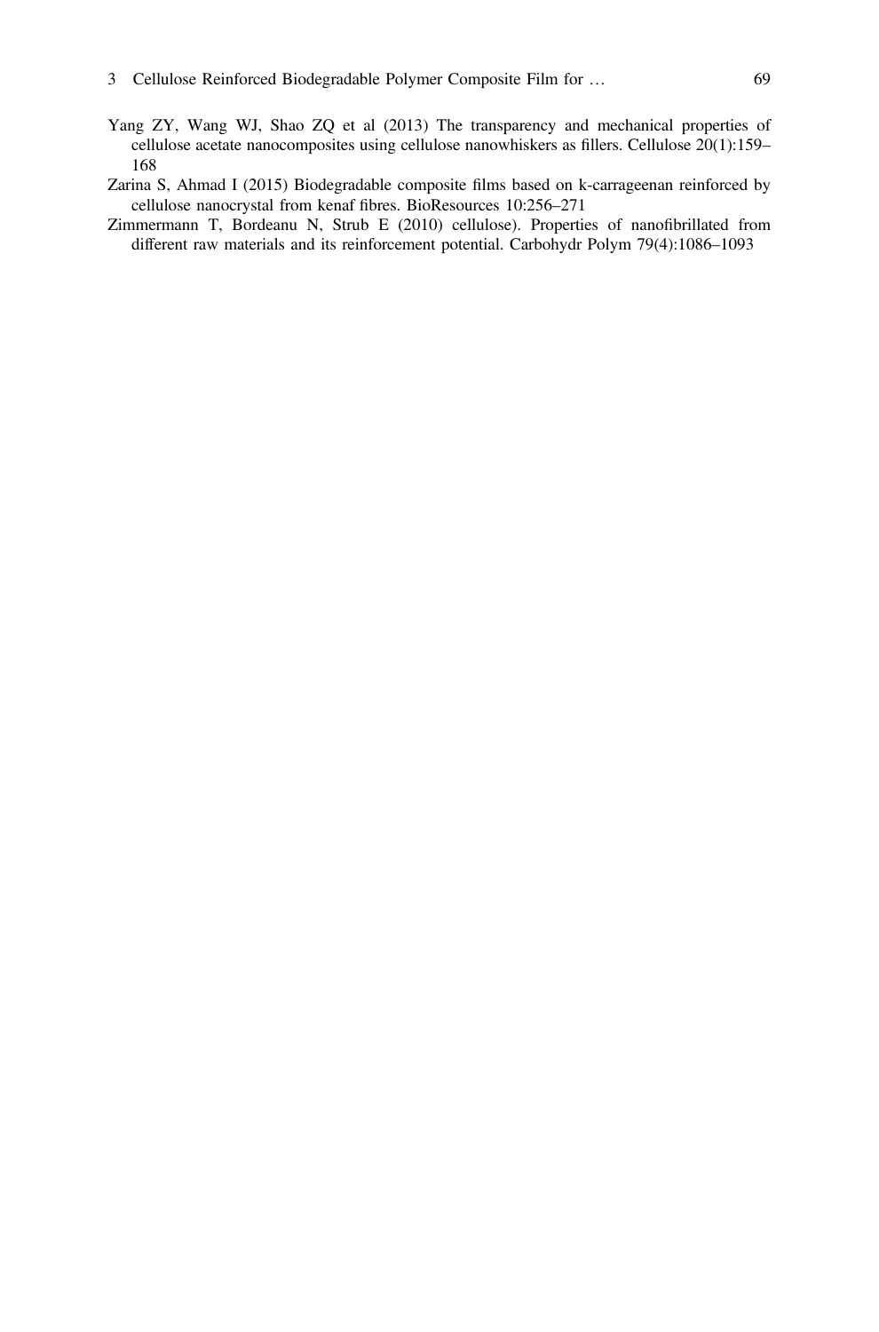Yang ZY, Wang WJ, Shao ZQ et al (2013) The transparency and mechanical properties of cellulose acetate nanocomposites using cellulose nanowhiskers as fillers. Cellulose 20(1):159–168

Zarina S, Ahmad I (2015) Biodegradable composite films based on k-carrageenan reinforced by cellulose nanocrystal from kenaf fibres. BioResources 10:256–271

Zimmermann T, Bordeanu N, Strub E (2010) cellulose). Properties of nanofibrillated from different raw materials and its reinforcement potential. Carbohydr Polym 79(4):1086–1093